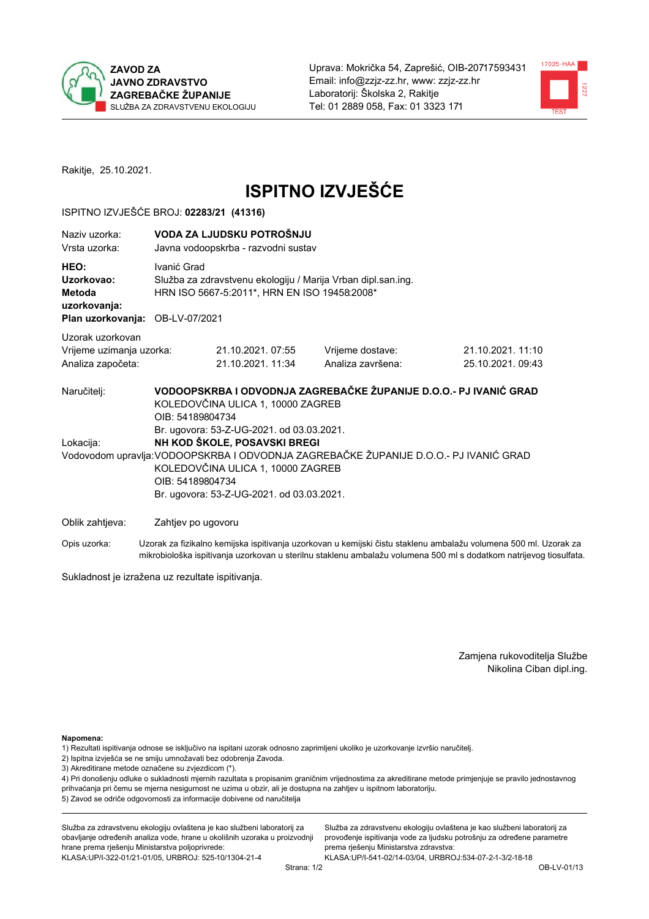ZAVOD ZA JAVNO ZDRAVSTVO ZAGREBAČKE ŽUPANIJE
SLUŽBA ZA ZDRAVSTVENU EKOLOGIJU

Uprava: Mokrička 54, Zaprešić, OIB-20717593431
Email: info@zzjz-zz.hr, www: zzjz-zz.hr
Laboratorij: Školska 2, Rakitje
Tel: 01 2889 058, Fax: 01 3323 171

Rakitje, 25.10.2021.

# ISPITNO IZVJEŠĆE

ISPITNO IZVJEŠĆE BROJ: **02283/21 (41316)**

| | |
|---|---|
| Naziv uzorka: | **VODA ZA LJUDSKU POTROŠNJU** |
| Vrsta uzorka: | Javna vodoopskrba - razvodni sustav |
| **HEO:** | Ivanić Grad |
| **Uzorkovao:** | Služba za zdravstvenu ekologiju / Marija Vrban dipl.san.ing. |
| **Metoda uzorkovanja:** | HRN ISO 5667-5:2011*, HRN EN ISO 19458:2008* |
| **Plan uzorkovanja:** | OB-LV-07/2021 |

Uzorak uzorkovan

| | | | |
|---|---|---|---|
| Vrijeme uzimanja uzorka: | 21.10.2021. 07:55 | Vrijeme dostave: | 21.10.2021. 11:10 |
| Analiza započeta: | 21.10.2021. 11:34 | Analiza završena: | 25.10.2021. 09:43 |

Naručitelj: **VODOOPSKRBA I ODVODNJA ZAGREBAČKE ŽUPANIJE D.O.O.- PJ IVANIĆ GRAD**
KOLEDOVČINA ULICA 1, 10000 ZAGREB
OIB: 54189804734
Br. ugovora: 53-Z-UG-2021. od 03.03.2021.

Lokacija: **NH KOD ŠKOLE, POSAVSKI BREGI**

Vodovodom upravlja: VODOOPSKRBA I ODVODNJA ZAGREBAČKE ŽUPANIJE D.O.O.- PJ IVANIĆ GRAD
KOLEDOVČINA ULICA 1, 10000 ZAGREB
OIB: 54189804734
Br. ugovora: 53-Z-UG-2021. od 03.03.2021.

Oblik zahtjeva: Zahtjev po ugovoru

Opis uzorka: Uzorak za fizikalno kemijska ispitivanja uzorkovan u kemijski čistu staklenu ambalažu volumena 500 ml. Uzorak za mikrobiološka ispitivanja uzorkovan u sterilnu staklenu ambalažu volumena 500 ml s dodatkom natrijevog tiosulfata.

Sukladnost je izražena uz rezultate ispitivanja.

Zamjena rukovoditelja Službe
Nikolina Ciban dipl.ing.

**Napomena:**
1) Rezultati ispitivanja odnose se isključivo na ispitani uzorak odnosno zaprimljeni ukoliko je uzorkovanje izvršio naručitelj.
2) Ispitna izvješća se ne smiju umnožavati bez odobrenja Zavoda.
3) Akreditirane metode označene su zvjezdicom (*).
4) Pri donošenju odluke o sukladnosti mjernih rezultata s propisanim graničnim vrijednostima za akreditirane metode primjenjuje se pravilo jednostavnog prihvaćanja pri čemu se mjerna nesigurnost ne uzima u obzir, ali je dostupna na zahtjev u ispitnom laboratoriju.
5) Zavod se odriče odgovornosti za informacije dobivene od naručitelja

Služba za zdravstvenu ekologiju ovlaštena je kao službeni laboratorij za obavljanje određenih analiza vode, hrane u okolišnih uzoraka u proizvodnji hrane prema rješenju Ministarstva poljoprivrede: KLASA:UP/I-322-01/21-01/05, URBROJ: 525-10/1304-21-4

Služba za zdravstvenu ekologiju ovlaštena je kao službeni laboratorij za provođenje ispitivanja vode za ljudsku potrošnju za određene parametre prema rješenju Ministarstva zdravstva: KLASA:UP/I-541-02/14-03/04, URBROJ:534-07-2-1-3/2-18-18

OB-LV-01/13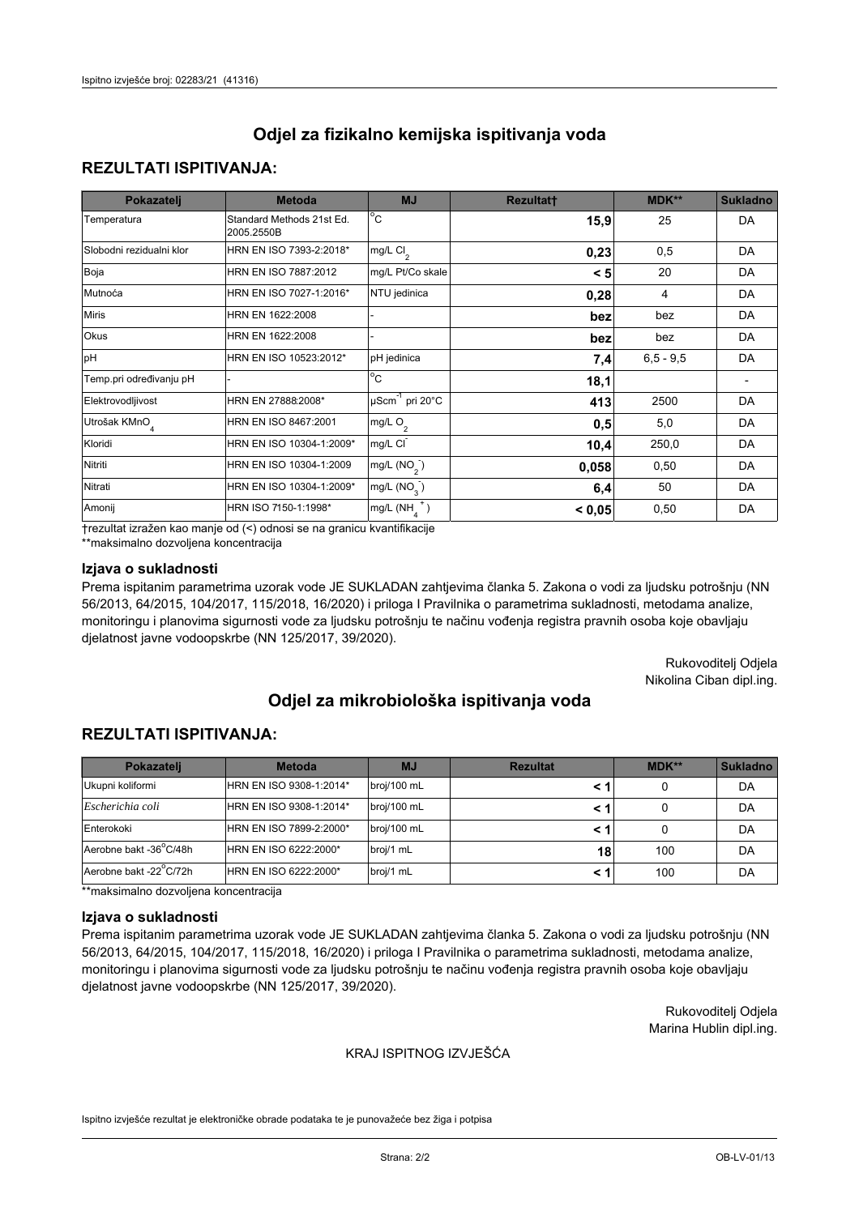## Odjel za fizikalno kemijska ispitivanja voda

### REZULTATI ISPITIVANJA:

| Pokazatelj | Metoda | MJ | Rezultat† | MDK** | Sukladno |
|---|---|---|---|---|---|
| Temperatura | Standard Methods 21st Ed. 2005.2550B | °C | **15,9** | 25 | DA |
| Slobodni rezidualni klor | HRN EN ISO 7393-2:2018* | mg/L $Cl_2$ | **0,23** | 0,5 | DA |
| Boja | HRN EN ISO 7887:2012 | mg/L Pt/Co skale | **< 5** | 20 | DA |
| Mutnoća | HRN EN ISO 7027-1:2016* | NTU jedinica | **0,28** | 4 | DA |
| Miris | HRN EN 1622:2008 | - | **bez** | bez | DA |
| Okus | HRN EN 1622:2008 | - | **bez** | bez | DA |
| pH | HRN EN ISO 10523:2012* | pH jedinica | **7,4** | 6,5 - 9,5 | DA |
| Temp.pri određivanju pH | - | °C | **18,1** | | - |
| Elektrovodljivost | HRN EN 27888:2008* | $\mu Scm^{-1}$ pri 20°C | **413** | 2500 | DA |
| Utrošak $KMnO_4$ | HRN EN ISO 8467:2001 | mg/L $O_2$ | **0,5** | 5,0 | DA |
| Kloridi | HRN EN ISO 10304-1:2009* | mg/L $Cl^-$ | **10,4** | 250,0 | DA |
| Nitriti | HRN EN ISO 10304-1:2009 | mg/L ($NO_2^-$) | **0,058** | 0,50 | DA |
| Nitrati | HRN EN ISO 10304-1:2009* | mg/L ($NO_3^-$) | **6,4** | 50 | DA |
| Amonij | HRN ISO 7150-1:1998* | mg/L ($NH_4^+$) | **< 0,05** | 0,50 | DA |

†rezultat izražen kao manje od (<) odnosi se na granicu kvantifikacije

**maksimalno dozvoljena koncentracija

### Izjava o sukladnosti

Prema ispitanim parametrima uzorak vode JE SUKLADAN zahtjevima članka 5. Zakona o vodi za ljudsku potrošnju (NN 56/2013, 64/2015, 104/2017, 115/2018, 16/2020) i priloga I Pravilnika o parametrima sukladnosti, metodama analize, monitoringu i planovima sigurnosti vode za ljudsku potrošnju te načinu vođenja registra pravnih osoba koje obavljaju djelatnost javne vodoopskrbe (NN 125/2017, 39/2020).

Rukovoditelj Odjela
Nikolina Ciban dipl.ing.

## Odjel za mikrobiološka ispitivanja voda

### REZULTATI ISPITIVANJA:

| Pokazatelj | Metoda | MJ | Rezultat | MDK** | Sukladno |
|---|---|---|---|---|---|
| Ukupni koliformi | HRN EN ISO 9308-1:2014* | broj/100 mL | **< 1** | 0 | DA |
| *Escherichia coli* | HRN EN ISO 9308-1:2014* | broj/100 mL | **< 1** | 0 | DA |
| Enterokoki | HRN EN ISO 7899-2:2000* | broj/100 mL | **< 1** | 0 | DA |
| Aerobne bakt -36°C/48h | HRN EN ISO 6222:2000* | broj/1 mL | **18** | 100 | DA |
| Aerobne bakt -22°C/72h | HRN EN ISO 6222:2000* | broj/1 mL | **< 1** | 100 | DA |

**maksimalno dozvoljena koncentracija

### Izjava o sukladnosti

Prema ispitanim parametrima uzorak vode JE SUKLADAN zahtjevima članka 5. Zakona o vodi za ljudsku potrošnju (NN 56/2013, 64/2015, 104/2017, 115/2018, 16/2020) i priloga I Pravilnika o parametrima sukladnosti, metodama analize, monitoringu i planovima sigurnosti vode za ljudsku potrošnju te načinu vođenja registra pravnih osoba koje obavljaju djelatnost javne vodoopskrbe (NN 125/2017, 39/2020).

Rukovoditelj Odjela
Marina Hublin dipl.ing.

KRAJ ISPITNOG IZVJEŠĆA

Ispitno izvješće rezultat je elektroničke obrade podataka te je punovažeće bez žiga i potpisa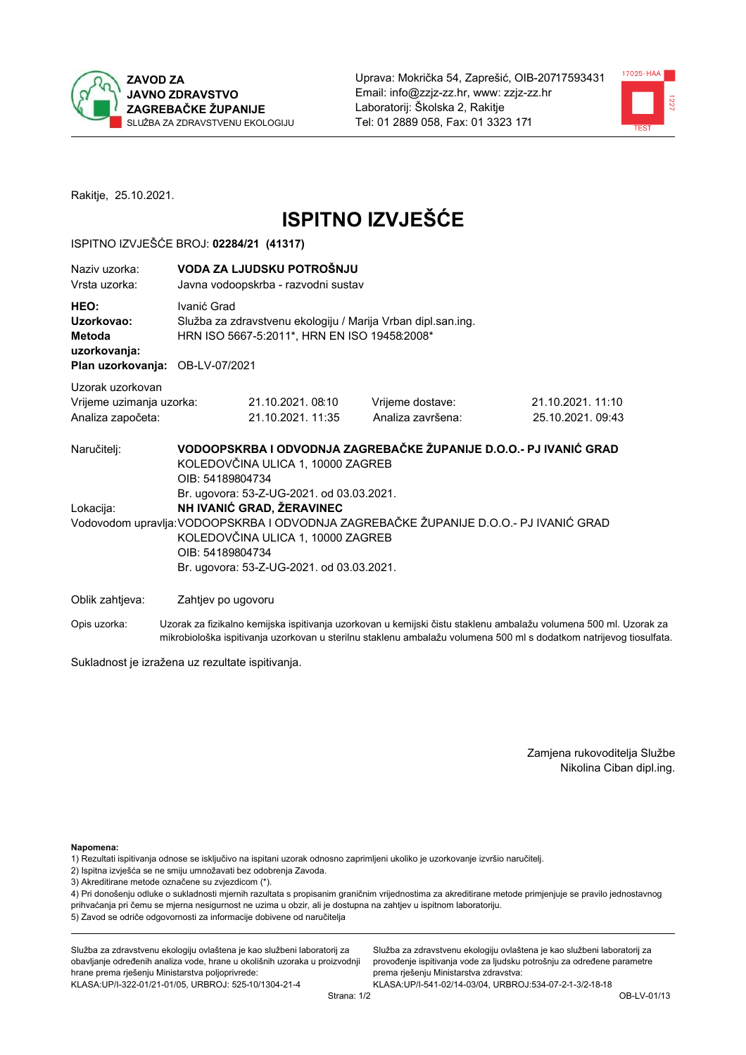**ZAVOD ZA JAVNO ZDRAVSTVO ZAGREBAČKE ŽUPANIJE**
SLUŽBA ZA ZDRAVSTVENU EKOLOGIJU

Uprava: Mokrička 54, Zaprešić, OIB-20717593431
Email: info@zzjz-zz.hr, www: zzjz-zz.hr
Laboratorij: Školska 2, Rakitje
Tel: 01 2889 058, Fax: 01 3323 171

Rakitje, 25.10.2021.

# ISPITNO IZVJEŠĆE

ISPITNO IZVJEŠĆE BROJ: **02284/21 (41317)**

| | |
|---|---|
| Naziv uzorka: | **VODA ZA LJUDSKU POTROŠNJU** |
| Vrsta uzorka: | Javna vodoopskrba - razvodni sustav |
| **HEO:** | Ivanić Grad |
| **Uzorkovao:** | Služba za zdravstvenu ekologiju / Marija Vrban dipl.san.ing. |
| **Metoda uzorkovanja:** | HRN ISO 5667-5:2011*, HRN EN ISO 19458:2008* |
| **Plan uzorkovanja:** | OB-LV-07/2021 |

Uzorak uzorkovan

| | | | |
|---|---|---|---|
| Vrijeme uzimanja uzorka: | 21.10.2021. 08:10 | Vrijeme dostave: | 21.10.2021. 11:10 |
| Analiza započeta: | 21.10.2021. 11:35 | Analiza završena: | 25.10.2021. 09:43 |

Naručitelj: **VODOOPSKRBA I ODVODNJA ZAGREBAČKE ŽUPANIJE D.O.O.- PJ IVANIĆ GRAD**
KOLEDOVČINA ULICA 1, 10000 ZAGREB
OIB: 54189804734
Br. ugovora: 53-Z-UG-2021. od 03.03.2021.

Lokacija: **NH IVANIĆ GRAD, ŽERAVINEC**

Vodovodom upravlja: VODOOPSKRBA I ODVODNJA ZAGREBAČKE ŽUPANIJE D.O.O.- PJ IVANIĆ GRAD
KOLEDOVČINA ULICA 1, 10000 ZAGREB
OIB: 54189804734
Br. ugovora: 53-Z-UG-2021. od 03.03.2021.

Oblik zahtjeva: Zahtjev po ugovoru

Opis uzorka: Uzorak za fizikalno kemijska ispitivanja uzorkovan u kemijski čistu staklenu ambalažu volumena 500 ml. Uzorak za mikrobiološka ispitivanja uzorkovan u sterilnu staklenu ambalažu volumena 500 ml s dodatkom natrijevog tiosulfata.

Sukladnost je izražena uz rezultate ispitivanja.

Zamjena rukovoditelja Službe
Nikolina Ciban dipl.ing.

**Napomena:**
1) Rezultati ispitivanja odnose se isključivo na ispitani uzorak odnosno zaprimljeni ukoliko je uzorkovanje izvršio naručitelj.
2) Ispitna izvješća se ne smiju umnožavati bez odobrenja Zavoda.
3) Akreditirane metode označene su zvjezdicom (*).
4) Pri donošenju odluke o sukladnosti mjernih rezultata s propisanim graničnim vrijednostima za akreditirane metode primjenjuje se pravilo jednostavnog prihvaćanja pri čemu se mjerna nesigurnost ne uzima u obzir, ali je dostupna na zahtjev u ispitnom laboratoriju.
5) Zavod se odriče odgovornosti za informacije dobivene od naručitelja

Služba za zdravstvenu ekologiju ovlaštena je kao službeni laboratorij za obavljanje određenih analiza vode, hrane u okolišnih uzoraka u proizvodnji hrane prema rješenju Ministarstva poljoprivrede: KLASA:UP/I-322-01/21-01/05, URBROJ: 525-10/1304-21-4

Služba za zdravstvenu ekologiju ovlaštena je kao službeni laboratorij za provođenje ispitivanja vode za ljudsku potrošnju za određene parametre prema rješenju Ministarstva zdravstva: KLASA:UP/I-541-02/14-03/04, URBROJ:534-07-2-1-3/2-18-18

OB-LV-01/13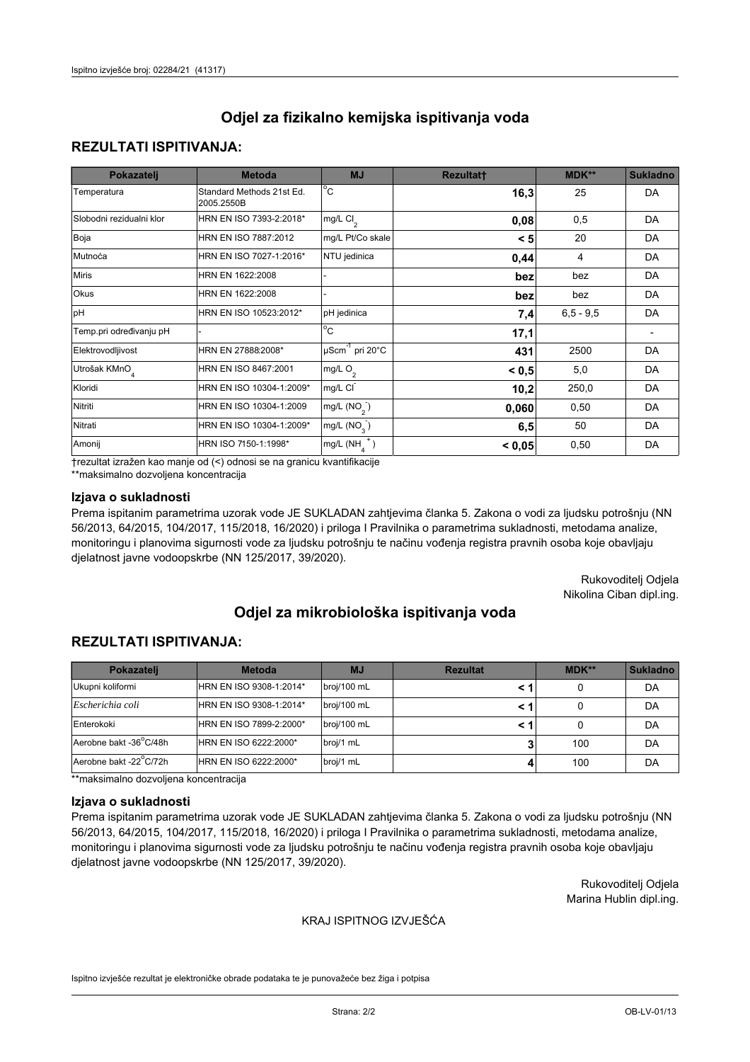# Odjel za fizikalno kemijska ispitivanja voda

## REZULTATI ISPITIVANJA:

| Pokazatelj | Metoda | MJ | Rezultat† | MDK** | Sukladno |
|---|---|---|---|---|---|
| Temperatura | Standard Methods 21st Ed. 2005.2550B | °C | **16,3** | 25 | DA |
| Slobodni rezidualni klor | HRN EN ISO 7393-2:2018* | mg/L $Cl_2$ | **0,08** | 0,5 | DA |
| Boja | HRN EN ISO 7887:2012 | mg/L Pt/Co skale | **< 5** | 20 | DA |
| Mutnoća | HRN EN ISO 7027-1:2016* | NTU jedinica | **0,44** | 4 | DA |
| Miris | HRN EN 1622:2008 | - | **bez** | bez | DA |
| Okus | HRN EN 1622:2008 | - | **bez** | bez | DA |
| pH | HRN EN ISO 10523:2012* | pH jedinica | **7,4** | 6,5 - 9,5 | DA |
| Temp.pri određivanju pH | - | °C | **17,1** | | - |
| Elektrovodljivost | HRN EN 27888:2008* | $\mu Scm^{-1}$ pri 20°C | **431** | 2500 | DA |
| Utrošak $KMnO_4$ | HRN EN ISO 8467:2001 | mg/L $O_2$ | **< 0,5** | 5,0 | DA |
| Kloridi | HRN EN ISO 10304-1:2009* | mg/L $Cl^-$ | **10,2** | 250,0 | DA |
| Nitriti | HRN EN ISO 10304-1:2009 | mg/L ($NO_2^-$) | **0,060** | 0,50 | DA |
| Nitrati | HRN EN ISO 10304-1:2009* | mg/L ($NO_3^-$) | **6,5** | 50 | DA |
| Amonij | HRN ISO 7150-1:1998* | mg/L ($NH_4^+$) | **< 0,05** | 0,50 | DA |

†rezultat izražen kao manje od (<) odnosi se na granicu kvantifikacije

**maksimalno dozvoljena koncentracija

### Izjava o sukladnosti

Prema ispitanim parametrima uzorak vode JE SUKLADAN zahtjevima članka 5. Zakona o vodi za ljudsku potrošnju (NN 56/2013, 64/2015, 104/2017, 115/2018, 16/2020) i priloga I Pravilnika o parametrima sukladnosti, metodama analize, monitoringu i planovima sigurnosti vode za ljudsku potrošnju te načinu vođenja registra pravnih osoba koje obavljaju djelatnost javne vodoopskrbe (NN 125/2017, 39/2020).

Rukovoditelj Odjela
Nikolina Ciban dipl.ing.

# Odjel za mikrobiološka ispitivanja voda

## REZULTATI ISPITIVANJA:

| Pokazatelj | Metoda | MJ | Rezultat | MDK** | Sukladno |
|---|---|---|---|---|---|
| Ukupni koliformi | HRN EN ISO 9308-1:2014* | broj/100 mL | **< 1** | 0 | DA |
| *Escherichia coli* | HRN EN ISO 9308-1:2014* | broj/100 mL | **< 1** | 0 | DA |
| Enterokoki | HRN EN ISO 7899-2:2000* | broj/100 mL | **< 1** | 0 | DA |
| Aerobne bakt -36°C/48h | HRN EN ISO 6222:2000* | broj/1 mL | **3** | 100 | DA |
| Aerobne bakt -22°C/72h | HRN EN ISO 6222:2000* | broj/1 mL | **4** | 100 | DA |

**maksimalno dozvoljena koncentracija

### Izjava o sukladnosti

Prema ispitanim parametrima uzorak vode JE SUKLADAN zahtjevima članka 5. Zakona o vodi za ljudsku potrošnju (NN 56/2013, 64/2015, 104/2017, 115/2018, 16/2020) i priloga I Pravilnika o parametrima sukladnosti, metodama analize, monitoringu i planovima sigurnosti vode za ljudsku potrošnju te načinu vođenja registra pravnih osoba koje obavljaju djelatnost javne vodoopskrbe (NN 125/2017, 39/2020).

Rukovoditelj Odjela
Marina Hublin dipl.ing.

KRAJ ISPITNOG IZVJEŠĆA

Ispitno izvješće rezultat je elektroničke obrade podataka te je punovažeće bez žiga i potpisa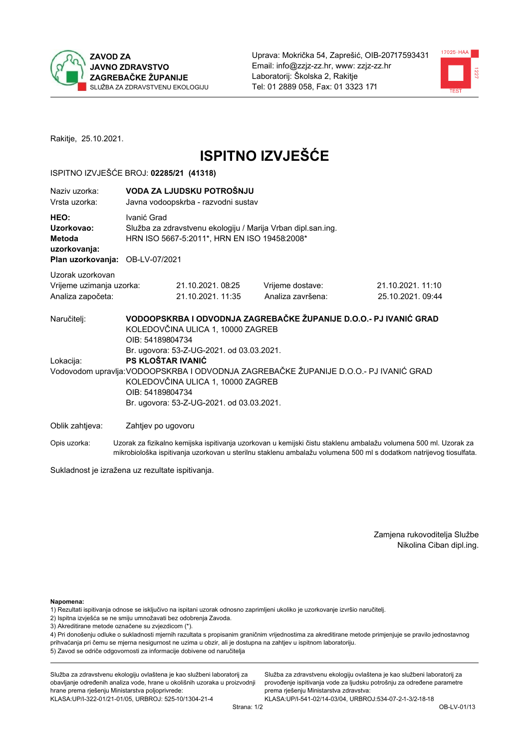**ZAVOD ZA JAVNO ZDRAVSTVO ZAGREBAČKE ŽUPANIJE**
SLUŽBA ZA ZDRAVSTVENU EKOLOGIJU

Uprava: Mokrička 54, Zaprešić, OIB-20717593431
Email: info@zzjz-zz.hr, www: zzjz-zz.hr
Laboratorij: Školska 2, Rakitje
Tel: 01 2889 058, Fax: 01 3323 171

Rakitje, 25.10.2021.

# ISPITNO IZVJEŠĆE

ISPITNO IZVJEŠĆE BROJ: **02285/21 (41318)**

| | |
|---|---|
| Naziv uzorka: | **VODA ZA LJUDSKU POTROŠNJU** |
| Vrsta uzorka: | Javna vodoopskrba - razvodni sustav |
| **HEO:** | Ivanić Grad |
| **Uzorkovao:** | Služba za zdravstvenu ekologiju / Marija Vrban dipl.san.ing. |
| **Metoda uzorkovanja:** | HRN ISO 5667-5:2011*, HRN EN ISO 19458:2008* |
| **Plan uzorkovanja:** | OB-LV-07/2021 |

Uzorak uzorkovan

| | | | |
|---|---|---|---|
| Vrijeme uzimanja uzorka: | 21.10.2021. 08:25 | Vrijeme dostave: | 21.10.2021. 11:10 |
| Analiza započeta: | 21.10.2021. 11:35 | Analiza završena: | 25.10.2021. 09:44 |

Naručitelj: **VODOOPSKRBA I ODVODNJA ZAGREBAČKE ŽUPANIJE D.O.O.- PJ IVANIĆ GRAD**
KOLEDOVČINA ULICA 1, 10000 ZAGREB
OIB: 54189804734
Br. ugovora: 53-Z-UG-2021. od 03.03.2021.

Lokacija: **PS KLOŠTAR IVANIĆ**

Vodovodom upravlja: VODOOPSKRBA I ODVODNJA ZAGREBAČKE ŽUPANIJE D.O.O.- PJ IVANIĆ GRAD
KOLEDOVČINA ULICA 1, 10000 ZAGREB
OIB: 54189804734
Br. ugovora: 53-Z-UG-2021. od 03.03.2021.

Oblik zahtjeva: Zahtjev po ugovoru

Opis uzorka: Uzorak za fizikalno kemijska ispitivanja uzorkovan u kemijski čistu staklenu ambalažu volumena 500 ml. Uzorak za mikrobiološka ispitivanja uzorkovan u sterilnu staklenu ambalažu volumena 500 ml s dodatkom natrijevog tiosulfata.

Sukladnost je izražena uz rezultate ispitivanja.

Zamjena rukovoditelja Službe
Nikolina Ciban dipl.ing.

**Napomena:**
1) Rezultati ispitivanja odnose se isključivo na ispitani uzorak odnosno zaprimljeni ukoliko je uzorkovanje izvršio naručitelj.
2) Ispitna izvješća se ne smiju umnožavati bez odobrenja Zavoda.
3) Akreditirane metode označene su zvjezdicom (*).
4) Pri donošenju odluke o sukladnosti mjernih rezultata s propisanim graničnim vrijednostima za akreditirane metode primjenjuje se pravilo jednostavnog prihvaćanja pri čemu se mjerna nesigurnost ne uzima u obzir, ali je dostupna na zahtjev u ispitnom laboratoriju.
5) Zavod se odriče odgovornosti za informacije dobivene od naručitelja

Služba za zdravstvenu ekologiju ovlaštena je kao službeni laboratorij za obavljanje određenih analiza vode, hrane u okolišnih uzoraka u proizvodnji hrane prema rješenju Ministarstva poljoprivrede: KLASA:UP/I-322-01/21-01/05, URBROJ: 525-10/1304-21-4

Služba za zdravstvenu ekologiju ovlaštena je kao službeni laboratorij za provođenje ispitivanja vode za ljudsku potrošnju za određene parametre prema rješenju Ministarstva zdravstva: KLASA:UP/I-541-02/14-03/04, URBROJ:534-07-2-1-3/2-18-18

OB-LV-01/13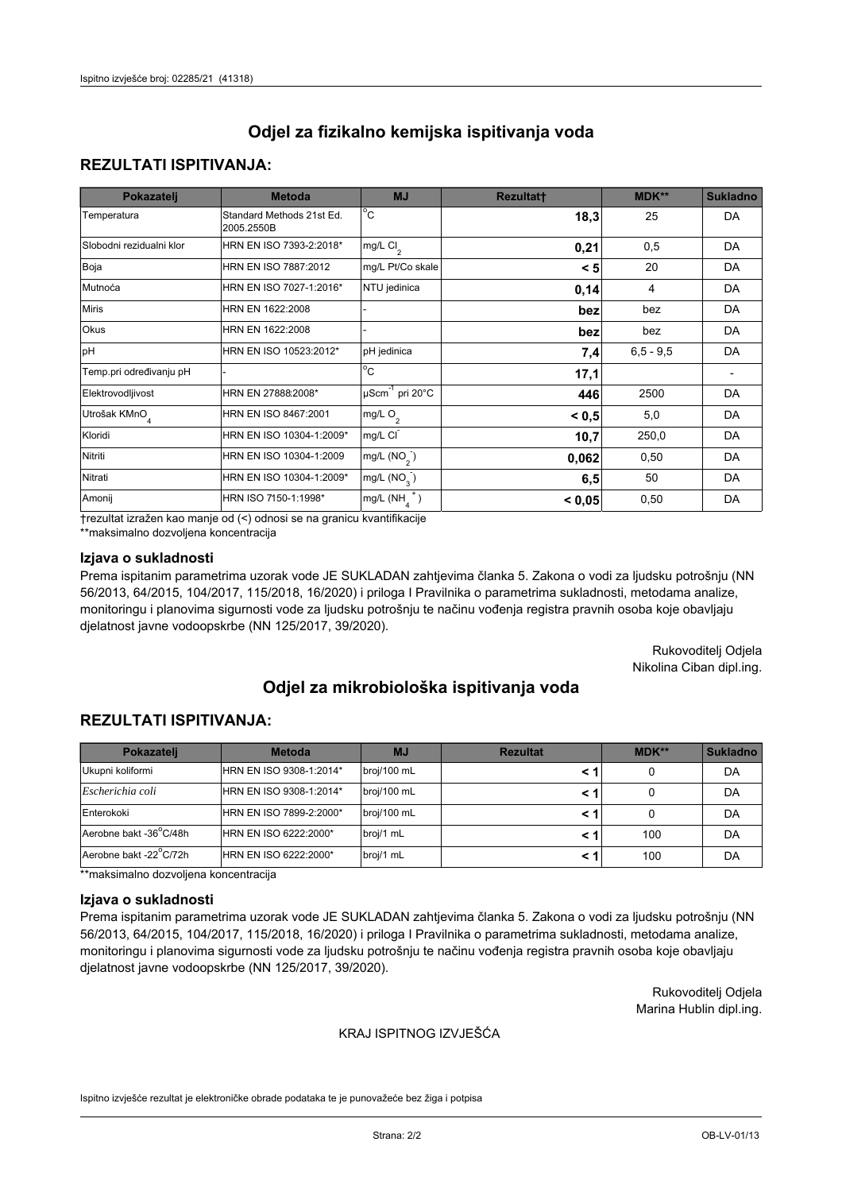# Odjel za fizikalno kemijska ispitivanja voda

## REZULTATI ISPITIVANJA:

| Pokazatelj | Metoda | MJ | Rezultat† | MDK** | Sukladno |
|---|---|---|---|---|---|
| Temperatura | Standard Methods 21st Ed. 2005.2550B | °C | **18,3** | 25 | DA |
| Slobodni rezidualni klor | HRN EN ISO 7393-2:2018* | mg/L $Cl_2$ | **0,21** | 0,5 | DA |
| Boja | HRN EN ISO 7887:2012 | mg/L Pt/Co skale | **< 5** | 20 | DA |
| Mutnoća | HRN EN ISO 7027-1:2016* | NTU jedinica | **0,14** | 4 | DA |
| Miris | HRN EN 1622:2008 | - | **bez** | bez | DA |
| Okus | HRN EN 1622:2008 | - | **bez** | bez | DA |
| pH | HRN EN ISO 10523:2012* | pH jedinica | **7,4** | 6,5 - 9,5 | DA |
| Temp.pri određivanju pH | - | °C | **17,1** | | - |
| Elektrovodljivost | HRN EN 27888:2008* | $\mu Scm^{-1}$ pri 20°C | **446** | 2500 | DA |
| Utrošak $KMnO_4$ | HRN EN ISO 8467:2001 | mg/L $O_2$ | **< 0,5** | 5,0 | DA |
| Kloridi | HRN EN ISO 10304-1:2009* | mg/L $Cl^-$ | **10,7** | 250,0 | DA |
| Nitriti | HRN EN ISO 10304-1:2009 | mg/L ($NO_2^-$) | **0,062** | 0,50 | DA |
| Nitrati | HRN EN ISO 10304-1:2009* | mg/L ($NO_3^-$) | **6,5** | 50 | DA |
| Amonij | HRN ISO 7150-1:1998* | mg/L ($NH_4^+$) | **< 0,05** | 0,50 | DA |

†rezultat izražen kao manje od (<) odnosi se na granicu kvantifikacije

**maksimalno dozvoljena koncentracija

### Izjava o sukladnosti

Prema ispitanim parametrima uzorak vode JE SUKLADAN zahtjevima članka 5. Zakona o vodi za ljudsku potrošnju (NN 56/2013, 64/2015, 104/2017, 115/2018, 16/2020) i priloga I Pravilnika o parametrima sukladnosti, metodama analize, monitoringu i planovima sigurnosti vode za ljudsku potrošnju te načinu vođenja registra pravnih osoba koje obavljaju djelatnost javne vodoopskrbe (NN 125/2017, 39/2020).

Rukovoditelj Odjela
Nikolina Ciban dipl.ing.

# Odjel za mikrobiološka ispitivanja voda

## REZULTATI ISPITIVANJA:

| Pokazatelj | Metoda | MJ | Rezultat | MDK** | Sukladno |
|---|---|---|---|---|---|
| Ukupni koliformi | HRN EN ISO 9308-1:2014* | broj/100 mL | **< 1** | 0 | DA |
| *Escherichia coli* | HRN EN ISO 9308-1:2014* | broj/100 mL | **< 1** | 0 | DA |
| Enterokoki | HRN EN ISO 7899-2:2000* | broj/100 mL | **< 1** | 0 | DA |
| Aerobne bakt -36°C/48h | HRN EN ISO 6222:2000* | broj/1 mL | **< 1** | 100 | DA |
| Aerobne bakt -22°C/72h | HRN EN ISO 6222:2000* | broj/1 mL | **< 1** | 100 | DA |

**maksimalno dozvoljena koncentracija

### Izjava o sukladnosti

Prema ispitanim parametrima uzorak vode JE SUKLADAN zahtjevima članka 5. Zakona o vodi za ljudsku potrošnju (NN 56/2013, 64/2015, 104/2017, 115/2018, 16/2020) i priloga I Pravilnika o parametrima sukladnosti, metodama analize, monitoringu i planovima sigurnosti vode za ljudsku potrošnju te načinu vođenja registra pravnih osoba koje obavljaju djelatnost javne vodoopskrbe (NN 125/2017, 39/2020).

Rukovoditelj Odjela
Marina Hublin dipl.ing.

KRAJ ISPITNOG IZVJEŠĆA

Ispitno izvješće rezultat je elektroničke obrade podataka te je punovažeće bez žiga i potpisa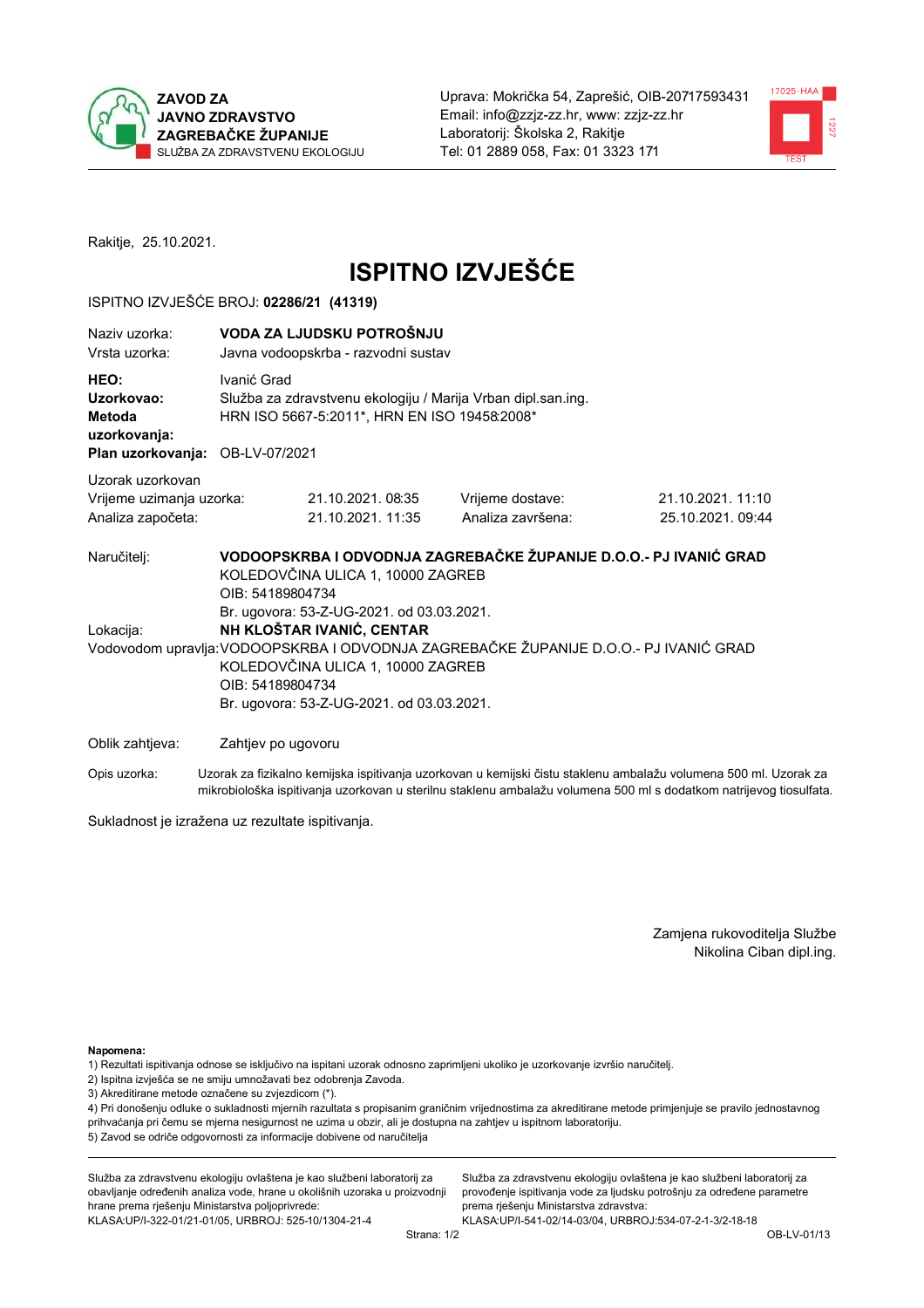ZAVOD ZA JAVNO ZDRAVSTVO ZAGREBAČKE ŽUPANIJE
SLUŽBA ZA ZDRAVSTVENU EKOLOGIJU

Uprava: Mokrička 54, Zaprešić, OIB-20717593431
Email: info@zzjz-zz.hr, www: zzjz-zz.hr
Laboratorij: Školska 2, Rakitje
Tel: 01 2889 058, Fax: 01 3323 171

Rakitje, 25.10.2021.

# ISPITNO IZVJEŠĆE

ISPITNO IZVJEŠĆE BROJ: **02286/21 (41319)**

| | |
|---|---|
| Naziv uzorka: | **VODA ZA LJUDSKU POTROŠNJU** |
| Vrsta uzorka: | Javna vodoopskrba - razvodni sustav |
| **HEO:** | Ivanić Grad |
| **Uzorkovao:** | Služba za zdravstvenu ekologiju / Marija Vrban dipl.san.ing. |
| **Metoda uzorkovanja:** | HRN ISO 5667-5:2011*, HRN EN ISO 19458:2008* |
| **Plan uzorkovanja:** | OB-LV-07/2021 |

Uzorak uzorkovan

| | | | |
|---|---|---|---|
| Vrijeme uzimanja uzorka: | 21.10.2021. 08:35 | Vrijeme dostave: | 21.10.2021. 11:10 |
| Analiza započeta: | 21.10.2021. 11:35 | Analiza završena: | 25.10.2021. 09:44 |

Naručitelj: **VODOOPSKRBA I ODVODNJA ZAGREBAČKE ŽUPANIJE D.O.O.- PJ IVANIĆ GRAD**
KOLEDOVČINA ULICA 1, 10000 ZAGREB
OIB: 54189804734
Br. ugovora: 53-Z-UG-2021. od 03.03.2021.

Lokacija: **NH KLOŠTAR IVANIĆ, CENTAR**

Vodovodom upravlja: VODOOPSKRBA I ODVODNJA ZAGREBAČKE ŽUPANIJE D.O.O.- PJ IVANIĆ GRAD
KOLEDOVČINA ULICA 1, 10000 ZAGREB
OIB: 54189804734
Br. ugovora: 53-Z-UG-2021. od 03.03.2021.

Oblik zahtjeva: Zahtjev po ugovoru

Opis uzorka: Uzorak za fizikalno kemijska ispitivanja uzorkovan u kemijski čistu staklenu ambalažu volumena 500 ml. Uzorak za mikrobiološka ispitivanja uzorkovan u sterilnu staklenu ambalažu volumena 500 ml s dodatkom natrijevog tiosulfata.

Sukladnost je izražena uz rezultate ispitivanja.

Zamjena rukovoditelja Službe
Nikolina Ciban dipl.ing.

**Napomena:**
1) Rezultati ispitivanja odnose se isključivo na ispitani uzorak odnosno zaprimljeni ukoliko je uzorkovanje izvršio naručitelj.
2) Ispitna izvješća se ne smiju umnožavati bez odobrenja Zavoda.
3) Akreditirane metode označene su zvjezdicom (*).
4) Pri donošenju odluke o sukladnosti mjernih rezultata s propisanim graničnim vrijednostima za akreditirane metode primjenjuje se pravilo jednostavnog prihvaćanja pri čemu se mjerna nesigurnost ne uzima u obzir, ali je dostupna na zahtjev u ispitnom laboratoriju.
5) Zavod se odriče odgovornosti za informacije dobivene od naručitelja

Služba za zdravstvenu ekologiju ovlaštena je kao službeni laboratorij za obavljanje određenih analiza vode, hrane u okolišnih uzoraka u proizvodnji hrane prema rješenju Ministarstva poljoprivrede: KLASA:UP/I-322-01/21-01/05, URBROJ: 525-10/1304-21-4

Služba za zdravstvenu ekologiju ovlaštena je kao službeni laboratorij za provođenje ispitivanja vode za ljudsku potrošnju za određene parametre prema rješenju Ministarstva zdravstva: KLASA:UP/I-541-02/14-03/04, URBROJ:534-07-2-1-3/2-18-18

OB-LV-01/13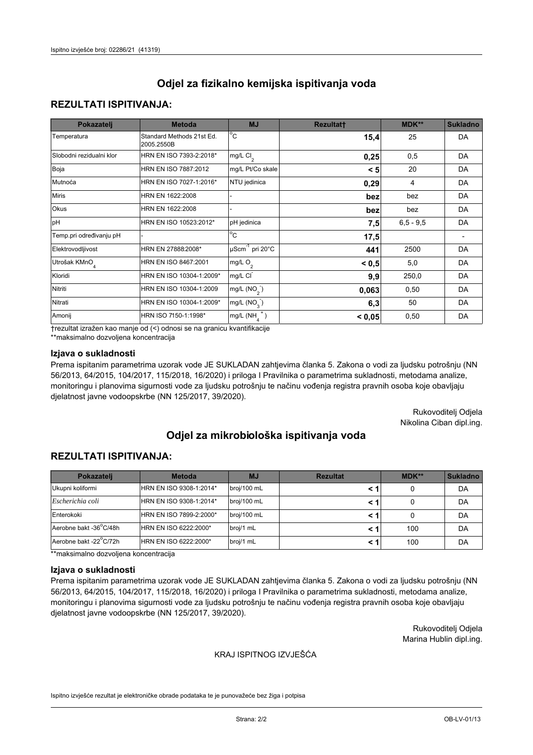## Odjel za fizikalno kemijska ispitivanja voda

### REZULTATI ISPITIVANJA:

| Pokazatelj | Metoda | MJ | Rezultat† | MDK** | Sukladno |
|---|---|---|---|---|---|
| Temperatura | Standard Methods 21st Ed. 2005.2550B | °C | **15,4** | 25 | DA |
| Slobodni rezidualni klor | HRN EN ISO 7393-2:2018* | mg/L $Cl_2$ | **0,25** | 0,5 | DA |
| Boja | HRN EN ISO 7887:2012 | mg/L Pt/Co skale | **< 5** | 20 | DA |
| Mutnoća | HRN EN ISO 7027-1:2016* | NTU jedinica | **0,29** | 4 | DA |
| Miris | HRN EN 1622:2008 | - | **bez** | bez | DA |
| Okus | HRN EN 1622:2008 | - | **bez** | bez | DA |
| pH | HRN EN ISO 10523:2012* | pH jedinica | **7,5** | 6,5 - 9,5 | DA |
| Temp.pri određivanju pH | - | °C | **17,5** | | - |
| Elektrovodljivost | HRN EN 27888:2008* | $\mu Scm^{-1}$ pri 20°C | **441** | 2500 | DA |
| Utrošak $KMnO_4$ | HRN EN ISO 8467:2001 | mg/L $O_2$ | **< 0,5** | 5,0 | DA |
| Kloridi | HRN EN ISO 10304-1:2009* | mg/L $Cl^-$ | **9,9** | 250,0 | DA |
| Nitriti | HRN EN ISO 10304-1:2009 | mg/L $(NO_2^-)$ | **0,063** | 0,50 | DA |
| Nitrati | HRN EN ISO 10304-1:2009* | mg/L $(NO_3^-)$ | **6,3** | 50 | DA |
| Amonij | HRN ISO 7150-1:1998* | mg/L $(NH_4^+)$ | **< 0,05** | 0,50 | DA |

†rezultat izražen kao manje od (<) odnosi se na granicu kvantifikacije
**maksimalno dozvoljena koncentracija

### Izjava o sukladnosti

Prema ispitanim parametrima uzorak vode JE SUKLADAN zahtjevima članka 5. Zakona o vodi za ljudsku potrošnju (NN 56/2013, 64/2015, 104/2017, 115/2018, 16/2020) i priloga I Pravilnika o parametrima sukladnosti, metodama analize, monitoringu i planovima sigurnosti vode za ljudsku potrošnju te načinu vođenja registra pravnih osoba koje obavljaju djelatnost javne vodoopskrbe (NN 125/2017, 39/2020).

Rukovoditelj Odjela
Nikolina Ciban dipl.ing.

## Odjel za mikrobiološka ispitivanja voda

### REZULTATI ISPITIVANJA:

| Pokazatelj | Metoda | MJ | Rezultat | MDK** | Sukladno |
|---|---|---|---|---|---|
| Ukupni koliformi | HRN EN ISO 9308-1:2014* | broj/100 mL | **< 1** | 0 | DA |
| *Escherichia coli* | HRN EN ISO 9308-1:2014* | broj/100 mL | **< 1** | 0 | DA |
| Enterokoki | HRN EN ISO 7899-2:2000* | broj/100 mL | **< 1** | 0 | DA |
| Aerobne bakt -36°C/48h | HRN EN ISO 6222:2000* | broj/1 mL | **< 1** | 100 | DA |
| Aerobne bakt -22°C/72h | HRN EN ISO 6222:2000* | broj/1 mL | **< 1** | 100 | DA |

**maksimalno dozvoljena koncentracija

### Izjava o sukladnosti

Prema ispitanim parametrima uzorak vode JE SUKLADAN zahtjevima članka 5. Zakona o vodi za ljudsku potrošnju (NN 56/2013, 64/2015, 104/2017, 115/2018, 16/2020) i priloga I Pravilnika o parametrima sukladnosti, metodama analize, monitoringu i planovima sigurnosti vode za ljudsku potrošnju te načinu vođenja registra pravnih osoba koje obavljaju djelatnost javne vodoopskrbe (NN 125/2017, 39/2020).

Rukovoditelj Odjela
Marina Hublin dipl.ing.

KRAJ ISPITNOG IZVJEŠĆA

Ispitno izvješće rezultat je elektroničke obrade podataka te je punovažeće bez žiga i potpisa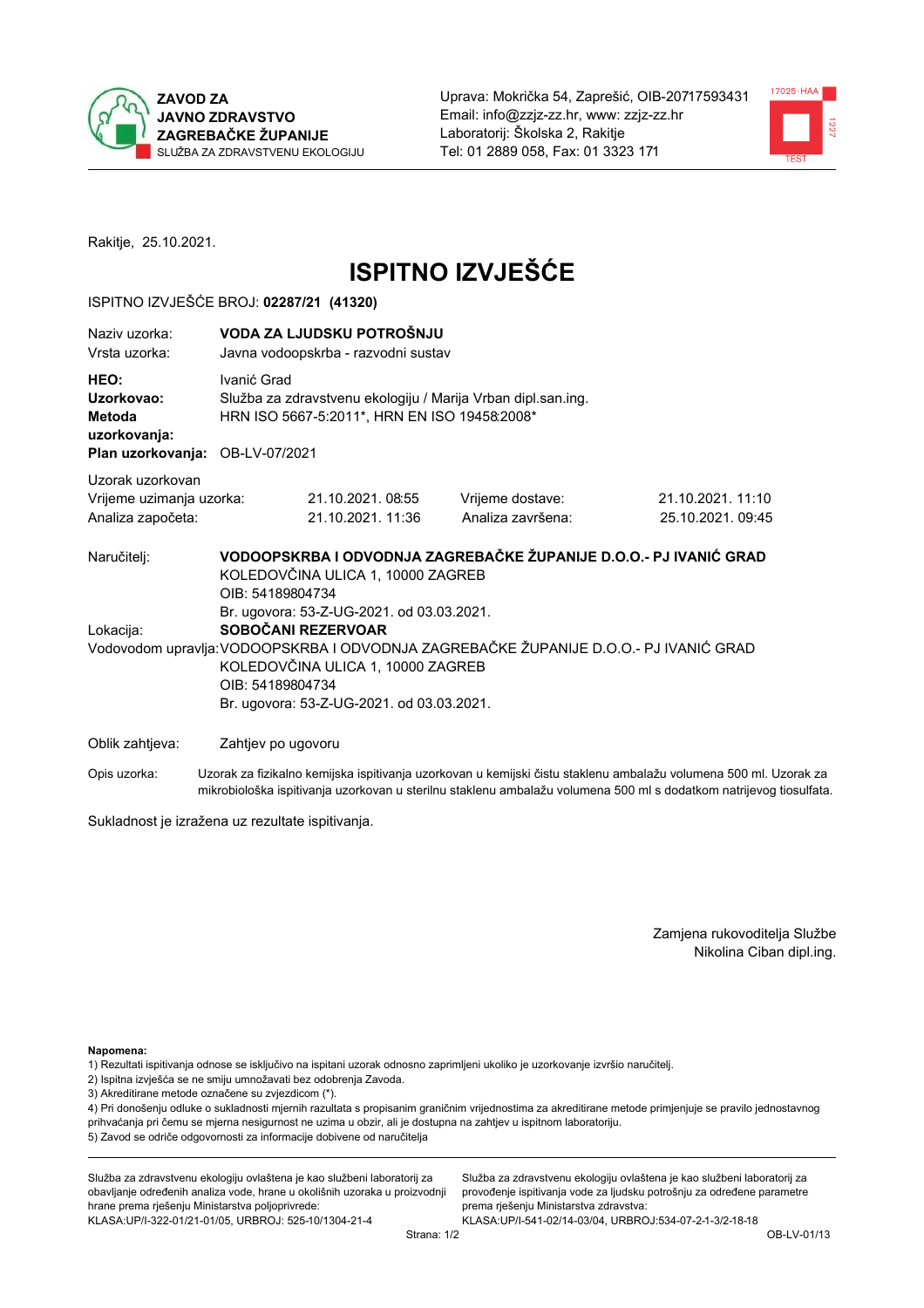**ZAVOD ZA JAVNO ZDRAVSTVO ZAGREBAČKE ŽUPANIJE**
SLUŽBA ZA ZDRAVSTVENU EKOLOGIJU

Uprava: Mokrička 54, Zaprešić, OIB-20717593431
Email: info@zzjz-zz.hr, www: zzjz-zz.hr
Laboratorij: Školska 2, Rakitje
Tel: 01 2889 058, Fax: 01 3323 171

Rakitje, 25.10.2021.

# ISPITNO IZVJEŠĆE

ISPITNO IZVJEŠĆE BROJ: **02287/21 (41320)**

| | |
|---|---|
| Naziv uzorka: | **VODA ZA LJUDSKU POTROŠNJU** |
| Vrsta uzorka: | Javna vodoopskrba - razvodni sustav |
| **HEO:** | Ivanić Grad |
| **Uzorkovao:** | Služba za zdravstvenu ekologiju / Marija Vrban dipl.san.ing. |
| **Metoda uzorkovanja:** | HRN ISO 5667-5:2011*, HRN EN ISO 19458:2008* |
| **Plan uzorkovanja:** | OB-LV-07/2021 |

Uzorak uzorkovan

| | | | |
|---|---|---|---|
| Vrijeme uzimanja uzorka: | 21.10.2021. 08:55 | Vrijeme dostave: | 21.10.2021. 11:10 |
| Analiza započeta: | 21.10.2021. 11:36 | Analiza završena: | 25.10.2021. 09:45 |

Naručitelj: **VODOOPSKRBA I ODVODNJA ZAGREBAČKE ŽUPANIJE D.O.O.- PJ IVANIĆ GRAD**
KOLEDOVČINA ULICA 1, 10000 ZAGREB
OIB: 54189804734
Br. ugovora: 53-Z-UG-2021. od 03.03.2021.

Lokacija: **SOBOČANI REZERVOAR**

Vodovodom upravlja: VODOOPSKRBA I ODVODNJA ZAGREBAČKE ŽUPANIJE D.O.O.- PJ IVANIĆ GRAD
KOLEDOVČINA ULICA 1, 10000 ZAGREB
OIB: 54189804734
Br. ugovora: 53-Z-UG-2021. od 03.03.2021.

Oblik zahtjeva: Zahtjev po ugovoru

Opis uzorka: Uzorak za fizikalno kemijska ispitivanja uzorkovan u kemijski čistu staklenu ambalažu volumena 500 ml. Uzorak za mikrobiološka ispitivanja uzorkovan u sterilnu staklenu ambalažu volumena 500 ml s dodatkom natrijevog tiosulfata.

Sukladnost je izražena uz rezultate ispitivanja.

Zamjena rukovoditelja Službe
Nikolina Ciban dipl.ing.

**Napomena:**
1) Rezultati ispitivanja odnose se isključivo na ispitani uzorak odnosno zaprimljeni ukoliko je uzorkovanje izvršio naručitelj.
2) Ispitna izvješća se ne smiju umnožavati bez odobrenja Zavoda.
3) Akreditirane metode označene su zvjezdicom (*).
4) Pri donošenju odluke o sukladnosti mjernih rezultata s propisanim graničnim vrijednostima za akreditirane metode primjenjuje se pravilo jednostavnog prihvaćanja pri čemu se mjerna nesigurnost ne uzima u obzir, ali je dostupna na zahtjev u ispitnom laboratoriju.
5) Zavod se odriče odgovornosti za informacije dobivene od naručitelja

Služba za zdravstvenu ekologiju ovlaštena je kao službeni laboratorij za obavljanje određenih analiza vode, hrane u okolišnih uzoraka u proizvodnji hrane prema rješenju Ministarstva poljoprivrede: KLASA:UP/I-322-01/21-01/05, URBROJ: 525-10/1304-21-4

Služba za zdravstvenu ekologiju ovlaštena je kao službeni laboratorij za provođenje ispitivanja vode za ljudsku potrošnju za određene parametre prema rješenju Ministarstva zdravstva: KLASA:UP/I-541-02/14-03/04, URBROJ:534-07-2-1-3/2-18-18

OB-LV-01/13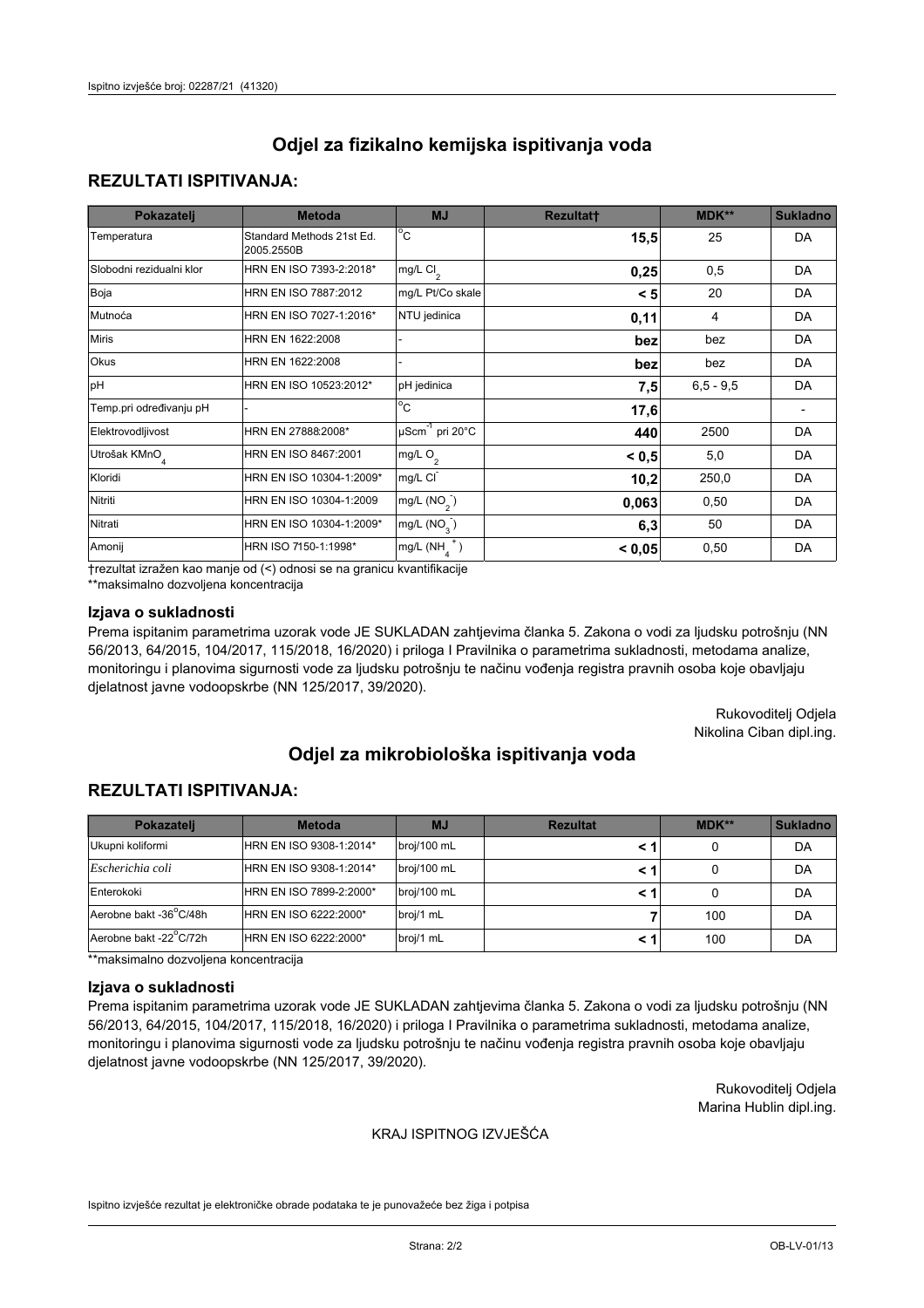## Odjel za fizikalno kemijska ispitivanja voda

### REZULTATI ISPITIVANJA:

| Pokazatelj | Metoda | MJ | Rezultat† | MDK** | Sukladno |
|---|---|---|---|---|---|
| Temperatura | Standard Methods 21st Ed. 2005.2550B | °C | **15,5** | 25 | DA |
| Slobodni rezidualni klor | HRN EN ISO 7393-2:2018* | mg/L $Cl_2$ | **0,25** | 0,5 | DA |
| Boja | HRN EN ISO 7887:2012 | mg/L Pt/Co skale | **< 5** | 20 | DA |
| Mutnoća | HRN EN ISO 7027-1:2016* | NTU jedinica | **0,11** | 4 | DA |
| Miris | HRN EN 1622:2008 | - | **bez** | bez | DA |
| Okus | HRN EN 1622:2008 | - | **bez** | bez | DA |
| pH | HRN EN ISO 10523:2012* | pH jedinica | **7,5** | 6,5 - 9,5 | DA |
| Temp.pri određivanju pH | - | °C | **17,6** | | - |
| Elektrovodljivost | HRN EN 27888:2008* | $\mu Scm^{-1}$ pri 20°C | **440** | 2500 | DA |
| Utrošak $KMnO_4$ | HRN EN ISO 8467:2001 | mg/L $O_2$ | **< 0,5** | 5,0 | DA |
| Kloridi | HRN EN ISO 10304-1:2009* | mg/L $Cl^-$ | **10,2** | 250,0 | DA |
| Nitriti | HRN EN ISO 10304-1:2009 | mg/L ($NO_2^-$) | **0,063** | 0,50 | DA |
| Nitrati | HRN EN ISO 10304-1:2009* | mg/L ($NO_3^-$) | **6,3** | 50 | DA |
| Amonij | HRN ISO 7150-1:1998* | mg/L ($NH_4^+$) | **< 0,05** | 0,50 | DA |

†rezultat izražen kao manje od (<) odnosi se na granicu kvantifikacije

**maksimalno dozvoljena koncentracija

### Izjava o sukladnosti

Prema ispitanim parametrima uzorak vode JE SUKLADAN zahtjevima članka 5. Zakona o vodi za ljudsku potrošnju (NN 56/2013, 64/2015, 104/2017, 115/2018, 16/2020) i priloga I Pravilnika o parametrima sukladnosti, metodama analize, monitoringu i planovima sigurnosti vode za ljudsku potrošnju te načinu vođenja registra pravnih osoba koje obavljaju djelatnost javne vodoopskrbe (NN 125/2017, 39/2020).

Rukovoditelj Odjela
Nikolina Ciban dipl.ing.

## Odjel za mikrobiološka ispitivanja voda

### REZULTATI ISPITIVANJA:

| Pokazatelj | Metoda | MJ | Rezultat | MDK** | Sukladno |
|---|---|---|---|---|---|
| Ukupni koliformi | HRN EN ISO 9308-1:2014* | broj/100 mL | **< 1** | 0 | DA |
| *Escherichia coli* | HRN EN ISO 9308-1:2014* | broj/100 mL | **< 1** | 0 | DA |
| Enterokoki | HRN EN ISO 7899-2:2000* | broj/100 mL | **< 1** | 0 | DA |
| Aerobne bakt -36°C/48h | HRN EN ISO 6222:2000* | broj/1 mL | **7** | 100 | DA |
| Aerobne bakt -22°C/72h | HRN EN ISO 6222:2000* | broj/1 mL | **< 1** | 100 | DA |

**maksimalno dozvoljena koncentracija

### Izjava o sukladnosti

Prema ispitanim parametrima uzorak vode JE SUKLADAN zahtjevima članka 5. Zakona o vodi za ljudsku potrošnju (NN 56/2013, 64/2015, 104/2017, 115/2018, 16/2020) i priloga I Pravilnika o parametrima sukladnosti, metodama analize, monitoringu i planovima sigurnosti vode za ljudsku potrošnju te načinu vođenja registra pravnih osoba koje obavljaju djelatnost javne vodoopskrbe (NN 125/2017, 39/2020).

Rukovoditelj Odjela
Marina Hublin dipl.ing.

KRAJ ISPITNOG IZVJEŠĆA

Ispitno izvješće rezultat je elektroničke obrade podataka te je punovažeće bez žiga i potpisa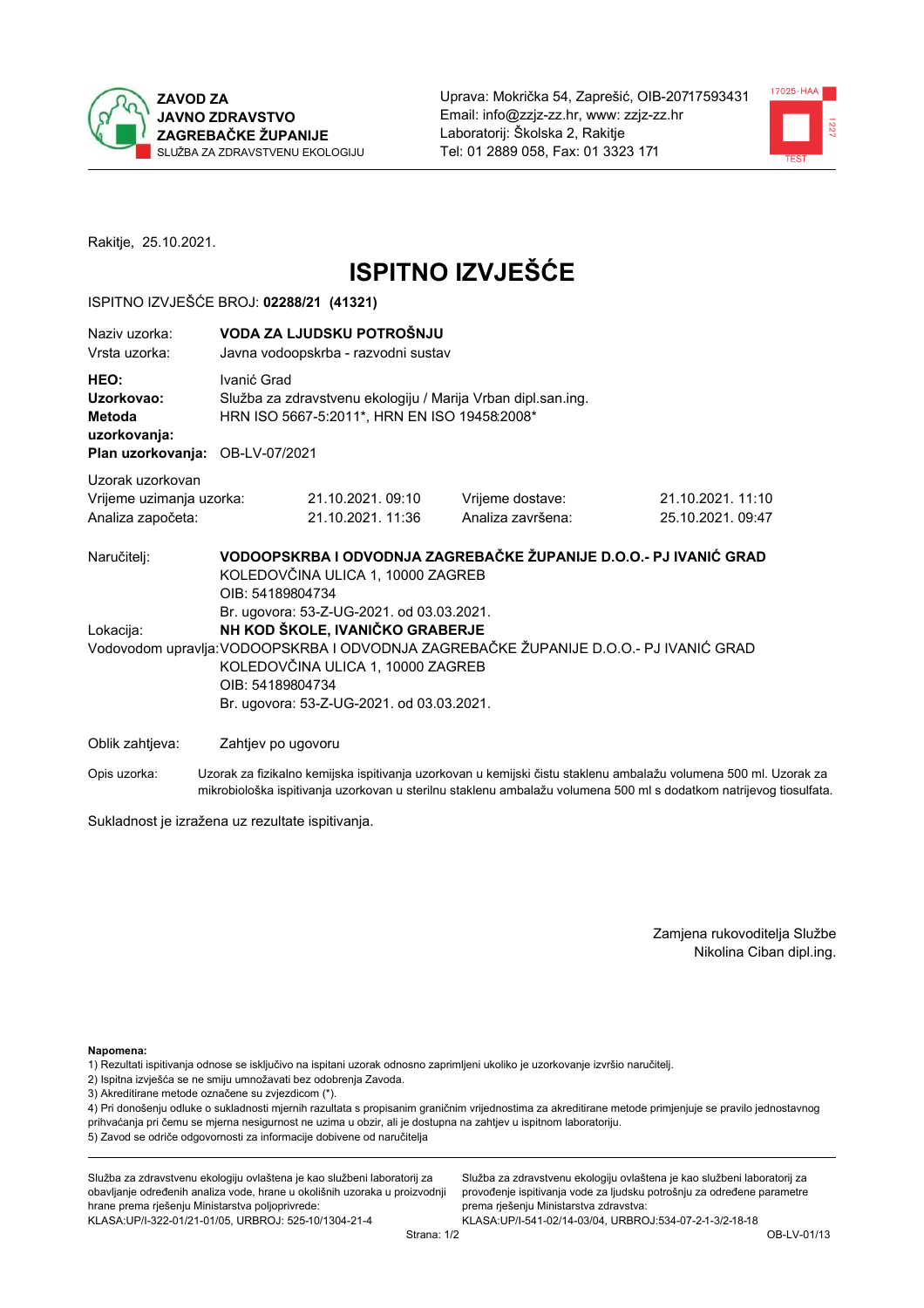**ZAVOD ZA JAVNO ZDRAVSTVO ZAGREBAČKE ŽUPANIJE**
SLUŽBA ZA ZDRAVSTVENU EKOLOGIJU

Uprava: Mokrička 54, Zaprešić, OIB-20717593431
Email: info@zzjz-zz.hr, www: zzjz-zz.hr
Laboratorij: Školska 2, Rakitje
Tel: 01 2889 058, Fax: 01 3323 171

Rakitje, 25.10.2021.

# ISPITNO IZVJEŠĆE

ISPITNO IZVJEŠĆE BROJ: **02288/21 (41321)**

| | |
|---|---|
| Naziv uzorka: | **VODA ZA LJUDSKU POTROŠNJU** |
| Vrsta uzorka: | Javna vodoopskrba - razvodni sustav |
| **HEO:** | Ivanić Grad |
| **Uzorkovao:** | Služba za zdravstvenu ekologiju / Marija Vrban dipl.san.ing. |
| **Metoda uzorkovanja:** | HRN ISO 5667-5:2011*, HRN EN ISO 19458:2008* |
| **Plan uzorkovanja:** | OB-LV-07/2021 |

Uzorak uzorkovan

| | | | |
|---|---|---|---|
| Vrijeme uzimanja uzorka: | 21.10.2021. 09:10 | Vrijeme dostave: | 21.10.2021. 11:10 |
| Analiza započeta: | 21.10.2021. 11:36 | Analiza završena: | 25.10.2021. 09:47 |

Naručitelj: **VODOOPSKRBA I ODVODNJA ZAGREBAČKE ŽUPANIJE D.O.O.- PJ IVANIĆ GRAD**
KOLEDOVČINA ULICA 1, 10000 ZAGREB
OIB: 54189804734
Br. ugovora: 53-Z-UG-2021. od 03.03.2021.

Lokacija: **NH KOD ŠKOLE, IVANIČKO GRABERJE**

Vodovodom upravlja: VODOOPSKRBA I ODVODNJA ZAGREBAČKE ŽUPANIJE D.O.O.- PJ IVANIĆ GRAD
KOLEDOVČINA ULICA 1, 10000 ZAGREB
OIB: 54189804734
Br. ugovora: 53-Z-UG-2021. od 03.03.2021.

Oblik zahtjeva: Zahtjev po ugovoru

Opis uzorka: Uzorak za fizikalno kemijska ispitivanja uzorkovan u kemijski čistu staklenu ambalažu volumena 500 ml. Uzorak za mikrobiološka ispitivanja uzorkovan u sterilnu staklenu ambalažu volumena 500 ml s dodatkom natrijevog tiosulfata.

Sukladnost je izražena uz rezultate ispitivanja.

Zamjena rukovoditelja Službe
Nikolina Ciban dipl.ing.

**Napomena:**
1) Rezultati ispitivanja odnose se isključivo na ispitani uzorak odnosno zaprimljeni ukoliko je uzorkovanje izvršio naručitelj.
2) Ispitna izvješća se ne smiju umnožavati bez odobrenja Zavoda.
3) Akreditirane metode označene su zvjezdicom (*).
4) Pri donošenju odluke o sukladnosti mjernih rezultata s propisanim graničnim vrijednostima za akreditirane metode primjenjuje se pravilo jednostavnog prihvaćanja pri čemu se mjerna nesigurnost ne uzima u obzir, ali je dostupna na zahtjev u ispitnom laboratoriju.
5) Zavod se odriče odgovornosti za informacije dobivene od naručitelja

Služba za zdravstvenu ekologiju ovlaštena je kao službeni laboratorij za obavljanje određenih analiza vode, hrane u okolišnih uzoraka u proizvodnji hrane prema rješenju Ministarstva poljoprivrede: KLASA:UP/I-322-01/21-01/05, URBROJ: 525-10/1304-21-4

Služba za zdravstvenu ekologiju ovlaštena je kao službeni laboratorij za provođenje ispitivanja vode za ljudsku potrošnju za određene parametre prema rješenju Ministarstva zdravstva: KLASA:UP/I-541-02/14-03/04, URBROJ:534-07-2-1-3/2-18-18

OB-LV-01/13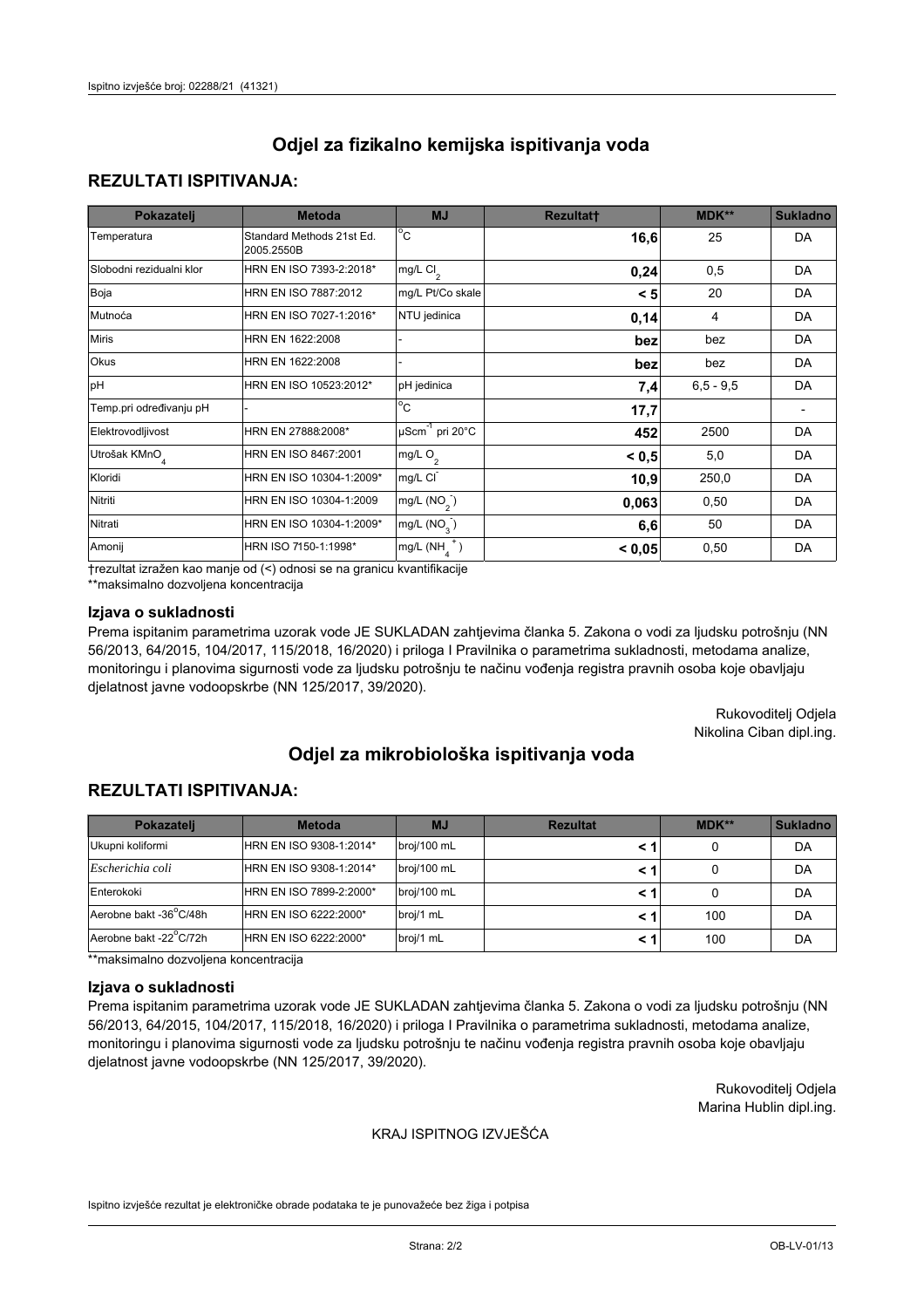# Odjel za fizikalno kemijska ispitivanja voda

## REZULTATI ISPITIVANJA:

| Pokazatelj | Metoda | MJ | Rezultat† | MDK** | Sukladno |
|---|---|---|---|---|---|
| Temperatura | Standard Methods 21st Ed. 2005.2550B | °C | **16,6** | 25 | DA |
| Slobodni rezidualni klor | HRN EN ISO 7393-2:2018* | mg/L $Cl_2$ | **0,24** | 0,5 | DA |
| Boja | HRN EN ISO 7887:2012 | mg/L Pt/Co skale | **< 5** | 20 | DA |
| Mutnoća | HRN EN ISO 7027-1:2016* | NTU jedinica | **0,14** | 4 | DA |
| Miris | HRN EN 1622:2008 | - | **bez** | bez | DA |
| Okus | HRN EN 1622:2008 | - | **bez** | bez | DA |
| pH | HRN EN ISO 10523:2012* | pH jedinica | **7,4** | 6,5 - 9,5 | DA |
| Temp.pri određivanju pH | - | °C | **17,7** | | - |
| Elektrovodljivost | HRN EN 27888:2008* | $\mu Scm^{-1}$ pri 20°C | **452** | 2500 | DA |
| Utrošak $KMnO_4$ | HRN EN ISO 8467:2001 | mg/L $O_2$ | **< 0,5** | 5,0 | DA |
| Kloridi | HRN EN ISO 10304-1:2009* | mg/L $Cl^-$ | **10,9** | 250,0 | DA |
| Nitriti | HRN EN ISO 10304-1:2009 | mg/L ($NO_2^-$) | **0,063** | 0,50 | DA |
| Nitrati | HRN EN ISO 10304-1:2009* | mg/L ($NO_3^-$) | **6,6** | 50 | DA |
| Amonij | HRN ISO 7150-1:1998* | mg/L ($NH_4^+$) | **< 0,05** | 0,50 | DA |

†rezultat izražen kao manje od (<) odnosi se na granicu kvantifikacije
**maksimalno dozvoljena koncentracija

### Izjava o sukladnosti

Prema ispitanim parametrima uzorak vode JE SUKLADAN zahtjevima članka 5. Zakona o vodi za ljudsku potrošnju (NN 56/2013, 64/2015, 104/2017, 115/2018, 16/2020) i priloga I Pravilnika o parametrima sukladnosti, metodama analize, monitoringu i planovima sigurnosti vode za ljudsku potrošnju te načinu vođenja registra pravnih osoba koje obavljaju djelatnost javne vodoopskrbe (NN 125/2017, 39/2020).

Rukovoditelj Odjela
Nikolina Ciban dipl.ing.

# Odjel za mikrobiološka ispitivanja voda

## REZULTATI ISPITIVANJA:

| Pokazatelj | Metoda | MJ | Rezultat | MDK** | Sukladno |
|---|---|---|---|---|---|
| Ukupni koliformi | HRN EN ISO 9308-1:2014* | broj/100 mL | **< 1** | 0 | DA |
| *Escherichia coli* | HRN EN ISO 9308-1:2014* | broj/100 mL | **< 1** | 0 | DA |
| Enterokoki | HRN EN ISO 7899-2:2000* | broj/100 mL | **< 1** | 0 | DA |
| Aerobne bakt -36°C/48h | HRN EN ISO 6222:2000* | broj/1 mL | **< 1** | 100 | DA |
| Aerobne bakt -22°C/72h | HRN EN ISO 6222:2000* | broj/1 mL | **< 1** | 100 | DA |

**maksimalno dozvoljena koncentracija

### Izjava o sukladnosti

Prema ispitanim parametrima uzorak vode JE SUKLADAN zahtjevima članka 5. Zakona o vodi za ljudsku potrošnju (NN 56/2013, 64/2015, 104/2017, 115/2018, 16/2020) i priloga I Pravilnika o parametrima sukladnosti, metodama analize, monitoringu i planovima sigurnosti vode za ljudsku potrošnju te načinu vođenja registra pravnih osoba koje obavljaju djelatnost javne vodoopskrbe (NN 125/2017, 39/2020).

Rukovoditelj Odjela
Marina Hublin dipl.ing.

KRAJ ISPITNOG IZVJEŠĆA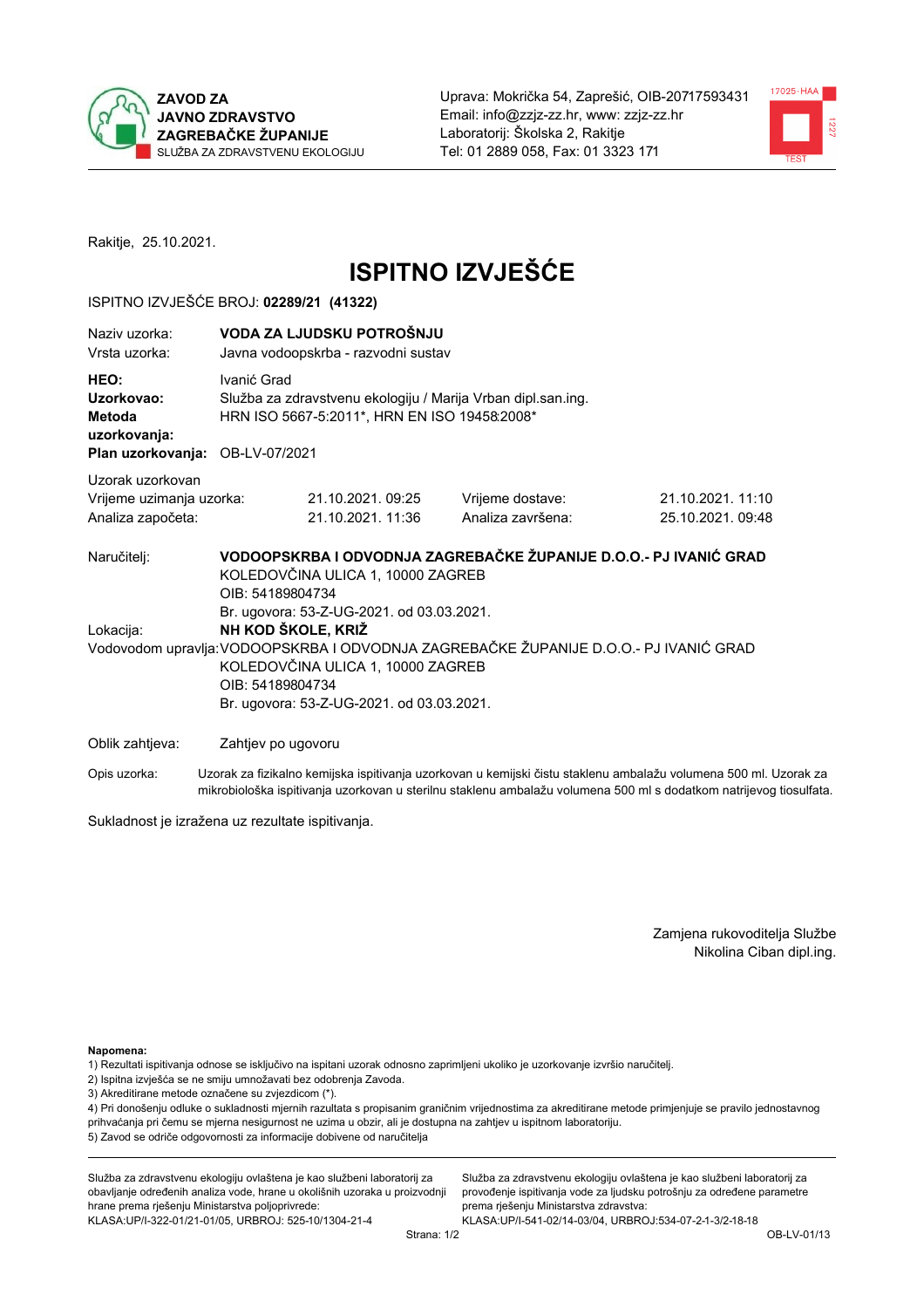**ZAVOD ZA JAVNO ZDRAVSTVO ZAGREBAČKE ŽUPANIJE**
SLUŽBA ZA ZDRAVSTVENU EKOLOGIJU

Uprava: Mokrička 54, Zaprešić, OIB-20717593431
Email: info@zzjz-zz.hr, www: zzjz-zz.hr
Laboratorij: Školska 2, Rakitje
Tel: 01 2889 058, Fax: 01 3323 171

Rakitje, 25.10.2021.

# ISPITNO IZVJEŠĆE

ISPITNO IZVJEŠĆE BROJ: **02289/21 (41322)**

| | |
|---|---|
| Naziv uzorka: | **VODA ZA LJUDSKU POTROŠNJU** |
| Vrsta uzorka: | Javna vodoopskrba - razvodni sustav |
| **HEO:** | Ivanić Grad |
| **Uzorkovao:** | Služba za zdravstvenu ekologiju / Marija Vrban dipl.san.ing. |
| **Metoda uzorkovanja:** | HRN ISO 5667-5:2011*, HRN EN ISO 19458:2008* |
| **Plan uzorkovanja:** | OB-LV-07/2021 |

Uzorak uzorkovan

| | | | |
|---|---|---|---|
| Vrijeme uzimanja uzorka: | 21.10.2021. 09:25 | Vrijeme dostave: | 21.10.2021. 11:10 |
| Analiza započeta: | 21.10.2021. 11:36 | Analiza završena: | 25.10.2021. 09:48 |

Naručitelj: **VODOOPSKRBA I ODVODNJA ZAGREBAČKE ŽUPANIJE D.O.O.- PJ IVANIĆ GRAD**
KOLEDOVČINA ULICA 1, 10000 ZAGREB
OIB: 54189804734
Br. ugovora: 53-Z-UG-2021. od 03.03.2021.

Lokacija: **NH KOD ŠKOLE, KRIŽ**

Vodovodom upravlja: VODOOPSKRBA I ODVODNJA ZAGREBAČKE ŽUPANIJE D.O.O.- PJ IVANIĆ GRAD
KOLEDOVČINA ULICA 1, 10000 ZAGREB
OIB: 54189804734
Br. ugovora: 53-Z-UG-2021. od 03.03.2021.

Oblik zahtjeva: Zahtjev po ugovoru

Opis uzorka: Uzorak za fizikalno kemijska ispitivanja uzorkovan u kemijski čistu staklenu ambalažu volumena 500 ml. Uzorak za mikrobiološka ispitivanja uzorkovan u sterilnu staklenu ambalažu volumena 500 ml s dodatkom natrijevog tiosulfata.

Sukladnost je izražena uz rezultate ispitivanja.

Zamjena rukovoditelja Službe
Nikolina Ciban dipl.ing.

**Napomena:**
1) Rezultati ispitivanja odnose se isključivo na ispitani uzorak odnosno zaprimljeni ukoliko je uzorkovanje izvršio naručitelj.
2) Ispitna izvješća se ne smiju umnožavati bez odobrenja Zavoda.
3) Akreditirane metode označene su zvjezdicom (*).
4) Pri donošenju odluke o sukladnosti mjernih rezultata s propisanim graničnim vrijednostima za akreditirane metode primjenjuje se pravilo jednostavnog prihvaćanja pri čemu se mjerna nesigurnost ne uzima u obzir, ali je dostupna na zahtjev u ispitnom laboratoriju.
5) Zavod se odriče odgovornosti za informacije dobivene od naručitelja

Služba za zdravstvenu ekologiju ovlaštena je kao službeni laboratorij za obavljanje određenih analiza vode, hrane u okolišnih uzoraka u proizvodnji hrane prema rješenju Ministarstva poljoprivrede:
KLASA:UP/I-322-01/21-01/05, URBROJ: 525-10/1304-21-4

Služba za zdravstvenu ekologiju ovlaštena je kao službeni laboratorij za provođenje ispitivanja vode za ljudsku potrošnju za određene parametre prema rješenju Ministarstva zdravstva:
KLASA:UP/I-541-02/14-03/04, URBROJ:534-07-2-1-3/2-18-18

OB-LV-01/13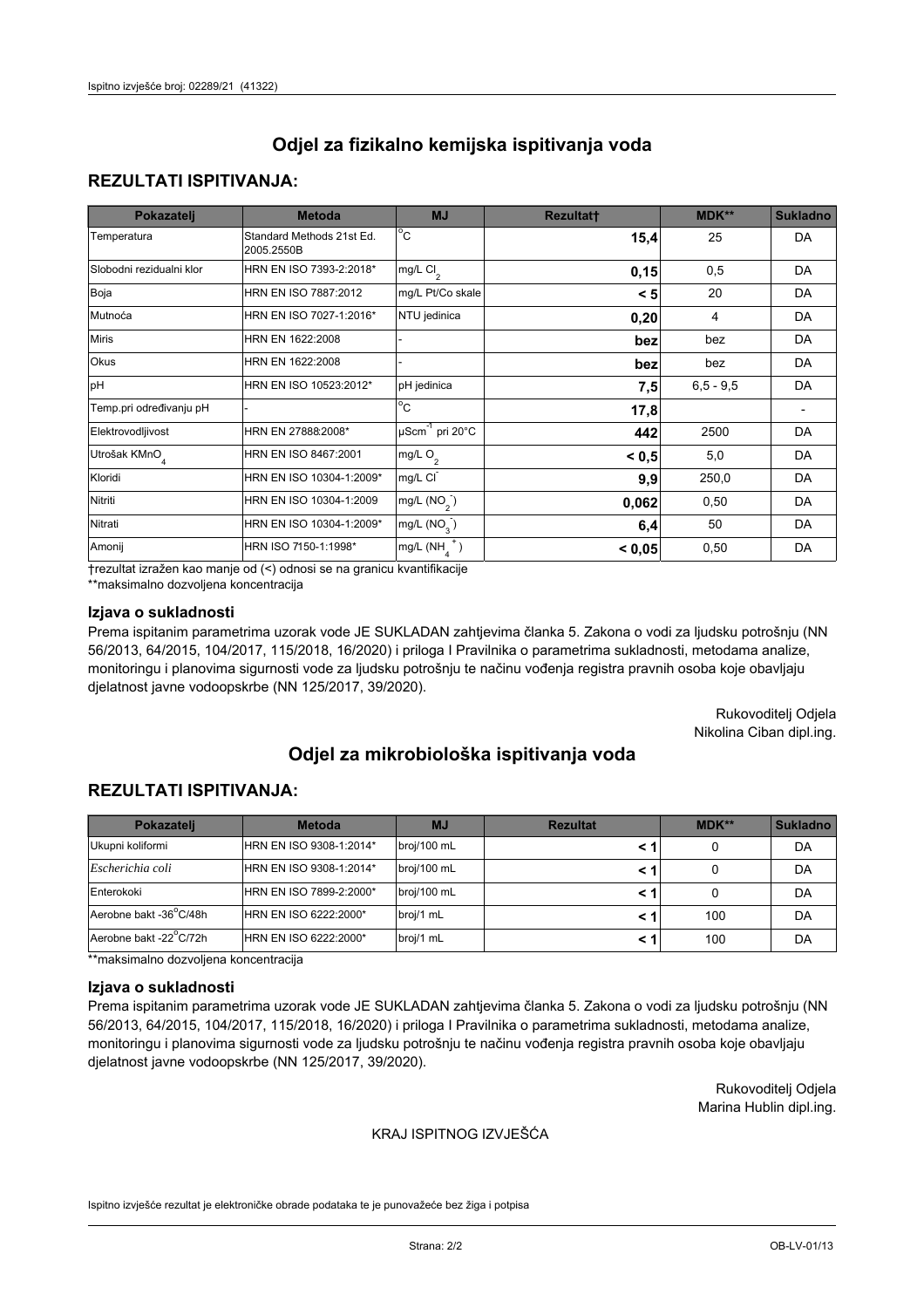# Odjel za fizikalno kemijska ispitivanja voda

## REZULTATI ISPITIVANJA:

| Pokazatelj | Metoda | MJ | Rezultat† | MDK** | Sukladno |
|---|---|---|---|---|---|
| Temperatura | Standard Methods 21st Ed. 2005.2550B | °C | **15,4** | 25 | DA |
| Slobodni rezidualni klor | HRN EN ISO 7393-2:2018* | mg/L $Cl_2$ | **0,15** | 0,5 | DA |
| Boja | HRN EN ISO 7887:2012 | mg/L Pt/Co skale | **< 5** | 20 | DA |
| Mutnoća | HRN EN ISO 7027-1:2016* | NTU jedinica | **0,20** | 4 | DA |
| Miris | HRN EN 1622:2008 | - | **bez** | bez | DA |
| Okus | HRN EN 1622:2008 | - | **bez** | bez | DA |
| pH | HRN EN ISO 10523:2012* | pH jedinica | **7,5** | 6,5 - 9,5 | DA |
| Temp.pri određivanju pH | - | °C | **17,8** | | - |
| Elektrovodljivost | HRN EN 27888:2008* | $\mu Scm^{-1}$ pri 20°C | **442** | 2500 | DA |
| Utrošak $KMnO_4$ | HRN EN ISO 8467:2001 | mg/L $O_2$ | **< 0,5** | 5,0 | DA |
| Kloridi | HRN EN ISO 10304-1:2009* | mg/L $Cl^-$ | **9,9** | 250,0 | DA |
| Nitriti | HRN EN ISO 10304-1:2009 | mg/L ($NO_2^-$) | **0,062** | 0,50 | DA |
| Nitrati | HRN EN ISO 10304-1:2009* | mg/L ($NO_3^-$) | **6,4** | 50 | DA |
| Amonij | HRN ISO 7150-1:1998* | mg/L ($NH_4^+$) | **< 0,05** | 0,50 | DA |

†rezultat izražen kao manje od (<) odnosi se na granicu kvantifikacije

**maksimalno dozvoljena koncentracija

### Izjava o sukladnosti

Prema ispitanim parametrima uzorak vode JE SUKLADAN zahtjevima članka 5. Zakona o vodi za ljudsku potrošnju (NN 56/2013, 64/2015, 104/2017, 115/2018, 16/2020) i priloga I Pravilnika o parametrima sukladnosti, metodama analize, monitoringu i planovima sigurnosti vode za ljudsku potrošnju te načinu vođenja registra pravnih osoba koje obavljaju djelatnost javne vodoopskrbe (NN 125/2017, 39/2020).

Rukovoditelj Odjela
Nikolina Ciban dipl.ing.

# Odjel za mikrobiološka ispitivanja voda

## REZULTATI ISPITIVANJA:

| Pokazatelj | Metoda | MJ | Rezultat | MDK** | Sukladno |
|---|---|---|---|---|---|
| Ukupni koliformi | HRN EN ISO 9308-1:2014* | broj/100 mL | **< 1** | 0 | DA |
| *Escherichia coli* | HRN EN ISO 9308-1:2014* | broj/100 mL | **< 1** | 0 | DA |
| Enterokoki | HRN EN ISO 7899-2:2000* | broj/100 mL | **< 1** | 0 | DA |
| Aerobne bakt -36°C/48h | HRN EN ISO 6222:2000* | broj/1 mL | **< 1** | 100 | DA |
| Aerobne bakt -22°C/72h | HRN EN ISO 6222:2000* | broj/1 mL | **< 1** | 100 | DA |

**maksimalno dozvoljena koncentracija

### Izjava o sukladnosti

Prema ispitanim parametrima uzorak vode JE SUKLADAN zahtjevima članka 5. Zakona o vodi za ljudsku potrošnju (NN 56/2013, 64/2015, 104/2017, 115/2018, 16/2020) i priloga I Pravilnika o parametrima sukladnosti, metodama analize, monitoringu i planovima sigurnosti vode za ljudsku potrošnju te načinu vođenja registra pravnih osoba koje obavljaju djelatnost javne vodoopskrbe (NN 125/2017, 39/2020).

Rukovoditelj Odjela
Marina Hublin dipl.ing.

KRAJ ISPITNOG IZVJEŠĆA

Ispitno izvješće rezultat je elektroničke obrade podataka te je punovažeće bez žiga i potpisa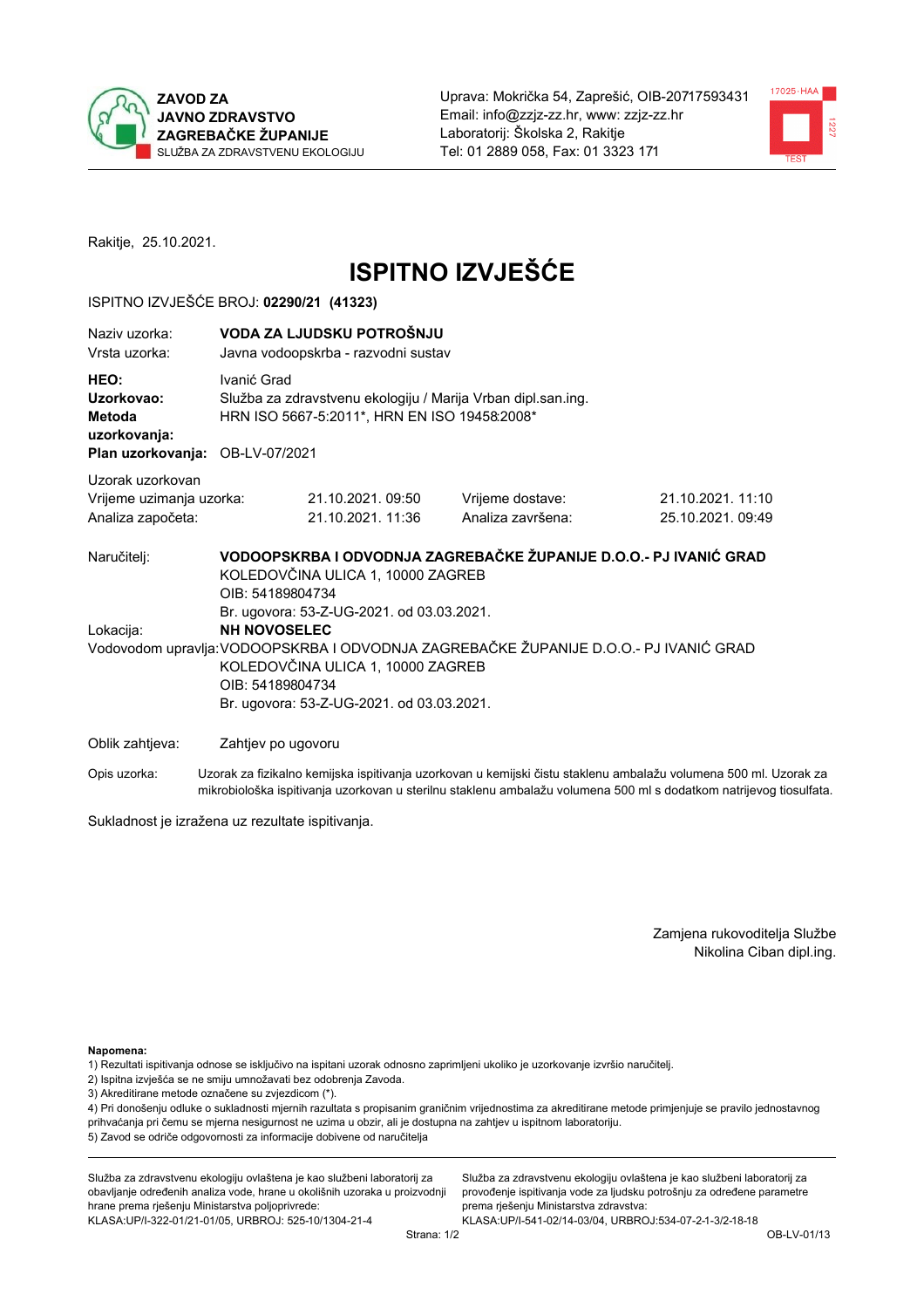ZAVOD ZA JAVNO ZDRAVSTVO ZAGREBAČKE ŽUPANIJE
SLUŽBA ZA ZDRAVSTVENU EKOLOGIJU

Uprava: Mokrička 54, Zaprešić, OIB-20717593431
Email: info@zzjz-zz.hr, www: zzjz-zz.hr
Laboratorij: Školska 2, Rakitje
Tel: 01 2889 058, Fax: 01 3323 171

Rakitje, 25.10.2021.

# ISPITNO IZVJEŠĆE

ISPITNO IZVJEŠĆE BROJ: **02290/21 (41323)**

| | |
|---|---|
| Naziv uzorka: | **VODA ZA LJUDSKU POTROŠNJU** |
| Vrsta uzorka: | Javna vodoopskrba - razvodni sustav |
| **HEO:** | Ivanić Grad |
| **Uzorkovao:** | Služba za zdravstvenu ekologiju / Marija Vrban dipl.san.ing. |
| **Metoda uzorkovanja:** | HRN ISO 5667-5:2011*, HRN EN ISO 19458:2008* |
| **Plan uzorkovanja:** | OB-LV-07/2021 |

Uzorak uzorkovan

| | | | |
|---|---|---|---|
| Vrijeme uzimanja uzorka: | 21.10.2021. 09:50 | Vrijeme dostave: | 21.10.2021. 11:10 |
| Analiza započeta: | 21.10.2021. 11:36 | Analiza završena: | 25.10.2021. 09:49 |

Naručitelj: **VODOOPSKRBA I ODVODNJA ZAGREBAČKE ŽUPANIJE D.O.O.- PJ IVANIĆ GRAD**
KOLEDOVČINA ULICA 1, 10000 ZAGREB
OIB: 54189804734
Br. ugovora: 53-Z-UG-2021. od 03.03.2021.

Lokacija: **NH NOVOSELEC**

Vodovodom upravlja: VODOOPSKRBA I ODVODNJA ZAGREBAČKE ŽUPANIJE D.O.O.- PJ IVANIĆ GRAD
KOLEDOVČINA ULICA 1, 10000 ZAGREB
OIB: 54189804734
Br. ugovora: 53-Z-UG-2021. od 03.03.2021.

Oblik zahtjeva: Zahtjev po ugovoru

Opis uzorka: Uzorak za fizikalno kemijska ispitivanja uzorkovan u kemijski čistu staklenu ambalažu volumena 500 ml. Uzorak za mikrobiološka ispitivanja uzorkovan u sterilnu staklenu ambalažu volumena 500 ml s dodatkom natrijevog tiosulfata.

Sukladnost je izražena uz rezultate ispitivanja.

Zamjena rukovoditelja Službe
Nikolina Ciban dipl.ing.

**Napomena:**

1) Rezultati ispitivanja odnose se isključivo na ispitani uzorak odnosno zaprimljeni ukoliko je uzorkovanje izvršio naručitelj.
2) Ispitna izvješća se ne smiju umnožavati bez odobrenja Zavoda.
3) Akreditirane metode označene su zvjezdicom (*).
4) Pri donošenju odluke o sukladnosti mjernih rezultata s propisanim graničnim vrijednostima za akreditirane metode primjenjuje se pravilo jednostavnog prihvaćanja pri čemu se mjerna nesigurnost ne uzima u obzir, ali je dostupna na zahtjev u ispitnom laboratoriju.
5) Zavod se odriče odgovornosti za informacije dobivene od naručitelja

Služba za zdravstvenu ekologiju ovlaštena je kao službeni laboratorij za obavljanje određenih analiza vode, hrane u okolišnih uzoraka u proizvodnji hrane prema rješenju Ministarstva poljoprivrede: KLASA:UP/I-322-01/21-01/05, URBROJ: 525-10/1304-21-4

Služba za zdravstvenu ekologiju ovlaštena je kao službeni laboratorij za provođenje ispitivanja vode za ljudsku potrošnju za određene parametre prema rješenju Ministarstva zdravstva: KLASA:UP/I-541-02/14-03/04, URBROJ:534-07-2-1-3/2-18-18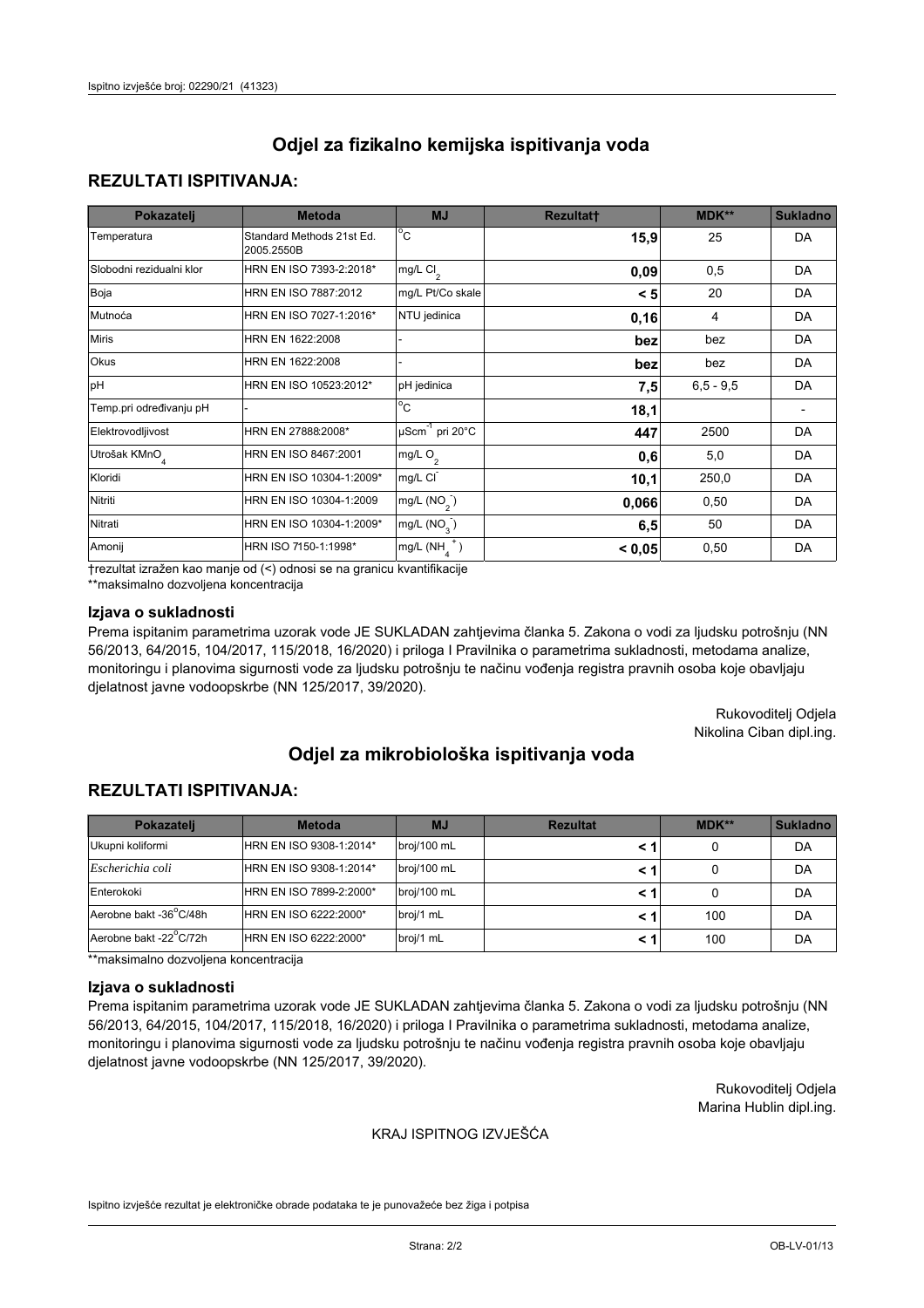# Odjel za fizikalno kemijska ispitivanja voda

## REZULTATI ISPITIVANJA:

| Pokazatelj | Metoda | MJ | Rezultat† | MDK** | Sukladno |
|---|---|---|---|---|---|
| Temperatura | Standard Methods 21st Ed. 2005.2550B | °C | **15,9** | 25 | DA |
| Slobodni rezidualni klor | HRN EN ISO 7393-2:2018* | mg/L $Cl_2$ | **0,09** | 0,5 | DA |
| Boja | HRN EN ISO 7887:2012 | mg/L Pt/Co skale | **< 5** | 20 | DA |
| Mutnoća | HRN EN ISO 7027-1:2016* | NTU jedinica | **0,16** | 4 | DA |
| Miris | HRN EN 1622:2008 | - | **bez** | bez | DA |
| Okus | HRN EN 1622:2008 | - | **bez** | bez | DA |
| pH | HRN EN ISO 10523:2012* | pH jedinica | **7,5** | 6,5 - 9,5 | DA |
| Temp.pri određivanju pH | - | °C | **18,1** | | - |
| Elektrovodljivost | HRN EN 27888:2008* | $\mu Scm^{-1}$ pri 20°C | **447** | 2500 | DA |
| Utrošak $KMnO_4$ | HRN EN ISO 8467:2001 | mg/L $O_2$ | **0,6** | 5,0 | DA |
| Kloridi | HRN EN ISO 10304-1:2009* | mg/L $Cl^-$ | **10,1** | 250,0 | DA |
| Nitriti | HRN EN ISO 10304-1:2009 | mg/L ($NO_2^-$) | **0,066** | 0,50 | DA |
| Nitrati | HRN EN ISO 10304-1:2009* | mg/L ($NO_3^-$) | **6,5** | 50 | DA |
| Amonij | HRN ISO 7150-1:1998* | mg/L ($NH_4^+$) | **< 0,05** | 0,50 | DA |

†rezultat izražen kao manje od (<) odnosi se na granicu kvantifikacije

**maksimalno dozvoljena koncentracija

### Izjava o sukladnosti

Prema ispitanim parametrima uzorak vode JE SUKLADAN zahtjevima članka 5. Zakona o vodi za ljudsku potrošnju (NN 56/2013, 64/2015, 104/2017, 115/2018, 16/2020) i priloga I Pravilnika o parametrima sukladnosti, metodama analize, monitoringu i planovima sigurnosti vode za ljudsku potrošnju te načinu vođenja registra pravnih osoba koje obavljaju djelatnost javne vodoopskrbe (NN 125/2017, 39/2020).

Rukovoditelj Odjela
Nikolina Ciban dipl.ing.

# Odjel za mikrobiološka ispitivanja voda

## REZULTATI ISPITIVANJA:

| Pokazatelj | Metoda | MJ | Rezultat | MDK** | Sukladno |
|---|---|---|---|---|---|
| Ukupni koliformi | HRN EN ISO 9308-1:2014* | broj/100 mL | **< 1** | 0 | DA |
| *Escherichia coli* | HRN EN ISO 9308-1:2014* | broj/100 mL | **< 1** | 0 | DA |
| Enterokoki | HRN EN ISO 7899-2:2000* | broj/100 mL | **< 1** | 0 | DA |
| Aerobne bakt -36°C/48h | HRN EN ISO 6222:2000* | broj/1 mL | **< 1** | 100 | DA |
| Aerobne bakt -22°C/72h | HRN EN ISO 6222:2000* | broj/1 mL | **< 1** | 100 | DA |

**maksimalno dozvoljena koncentracija

### Izjava o sukladnosti

Prema ispitanim parametrima uzorak vode JE SUKLADAN zahtjevima članka 5. Zakona o vodi za ljudsku potrošnju (NN 56/2013, 64/2015, 104/2017, 115/2018, 16/2020) i priloga I Pravilnika o parametrima sukladnosti, metodama analize, monitoringu i planovima sigurnosti vode za ljudsku potrošnju te načinu vođenja registra pravnih osoba koje obavljaju djelatnost javne vodoopskrbe (NN 125/2017, 39/2020).

Rukovoditelj Odjela
Marina Hublin dipl.ing.

KRAJ ISPITNOG IZVJEŠĆA

Ispitno izvješće rezultat je elektroničke obrade podataka te je punovažeće bez žiga i potpisa